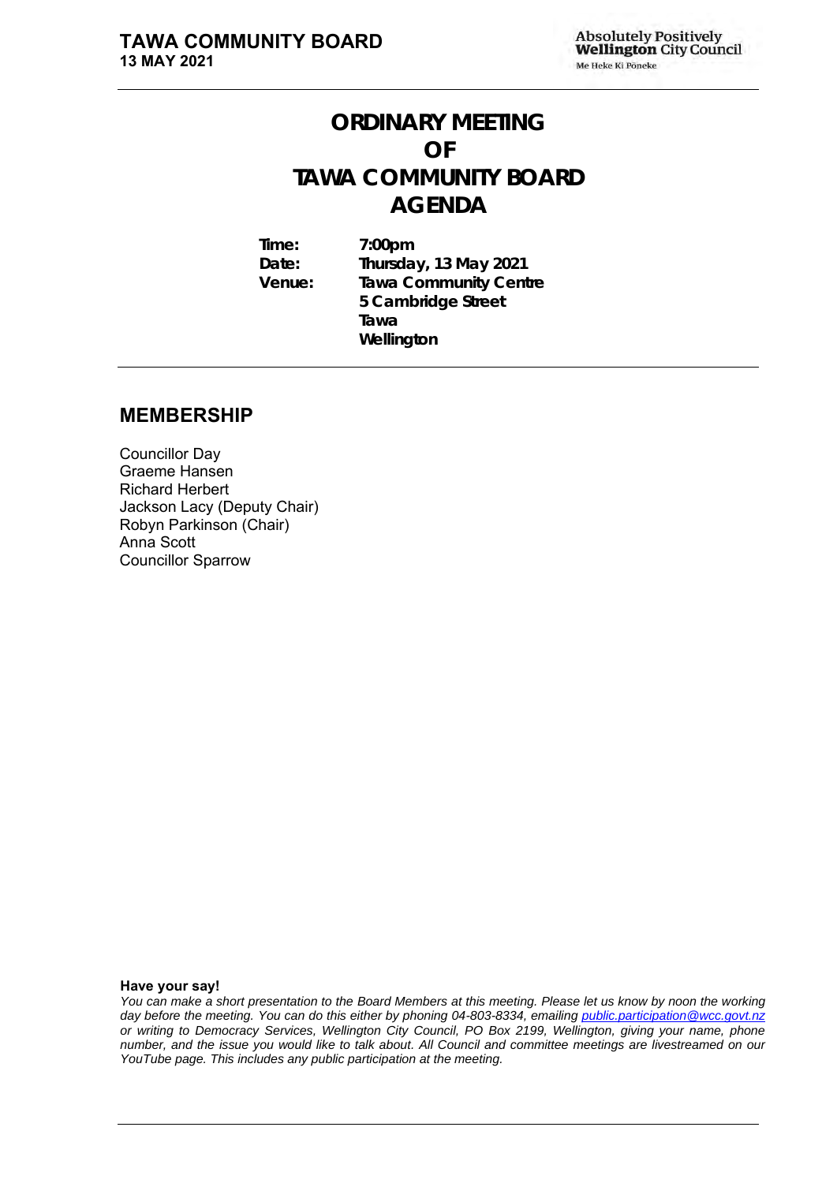# ORDINARY MEETING
# OF
# TAWA COMMUNITY BOARD
# AGENDA

**Time:** 7:00pm
**Date:** Thursday, 13 May 2021
**Venue:** Tawa Community Centre
5 Cambridge Street
Tawa
Wellington

## MEMBERSHIP

Councillor Day
Graeme Hansen
Richard Herbert
Jackson Lacy (Deputy Chair)
Robyn Parkinson (Chair)
Anna Scott
Councillor Sparrow

**Have your say!**

*You can make a short presentation to the Board Members at this meeting. Please let us know by noon the working day before the meeting. You can do this either by phoning 04-803-8334, emailing public.participation@wcc.govt.nz or writing to Democracy Services, Wellington City Council, PO Box 2199, Wellington, giving your name, phone number, and the issue you would like to talk about. All Council and committee meetings are livestreamed on our YouTube page. This includes any public participation at the meeting.*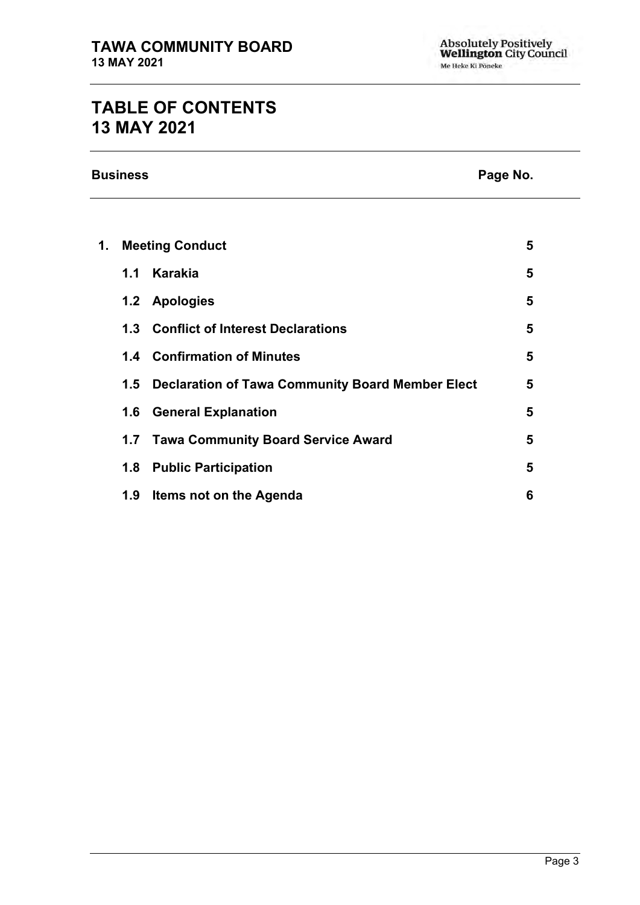# TABLE OF CONTENTS
# 13 MAY 2021

| Business | | Page No. |
|---|---|---|
| **1.** | **Meeting Conduct** | **5** |
| **1.1** | **Karakia** | **5** |
| **1.2** | **Apologies** | **5** |
| **1.3** | **Conflict of Interest Declarations** | **5** |
| **1.4** | **Confirmation of Minutes** | **5** |
| **1.5** | **Declaration of Tawa Community Board Member Elect** | **5** |
| **1.6** | **General Explanation** | **5** |
| **1.7** | **Tawa Community Board Service Award** | **5** |
| **1.8** | **Public Participation** | **5** |
| **1.9** | **Items not on the Agenda** | **6** |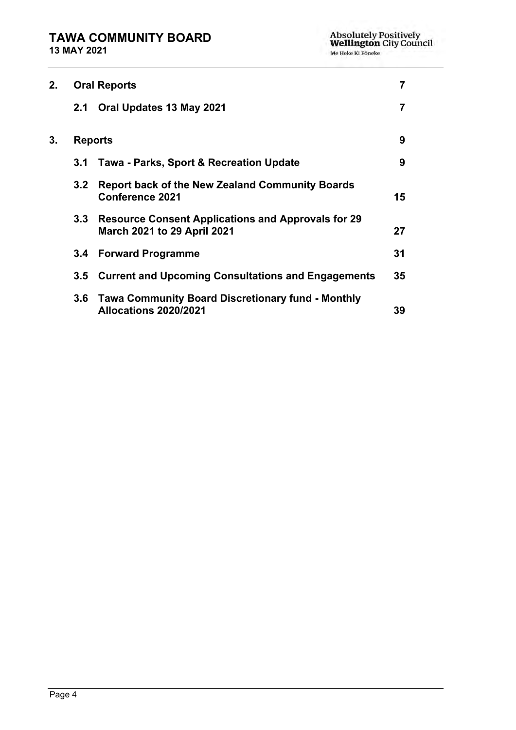| | | | |
|---|---|---|---|
| **2.** | **Oral Reports** | | **7** |
| | **2.1** | **Oral Updates 13 May 2021** | **7** |
| **3.** | **Reports** | | **9** |
| | **3.1** | **Tawa - Parks, Sport & Recreation Update** | **9** |
| | **3.2** | **Report back of the New Zealand Community Boards Conference 2021** | **15** |
| | **3.3** | **Resource Consent Applications and Approvals for 29 March 2021 to 29 April 2021** | **27** |
| | **3.4** | **Forward Programme** | **31** |
| | **3.5** | **Current and Upcoming Consultations and Engagements** | **35** |
| | **3.6** | **Tawa Community Board Discretionary fund - Monthly Allocations 2020/2021** | **39** |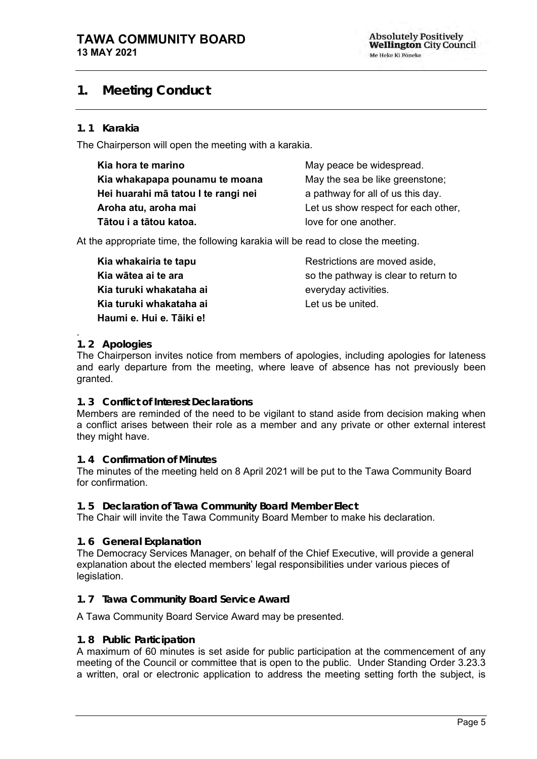# 1. Meeting Conduct

### 1. 1 Karakia

The Chairperson will open the meeting with a karakia.

| | |
|---|---|
| **Kia hora te marino** | May peace be widespread. |
| **Kia whakapapa pounamu te moana** | May the sea be like greenstone; |
| **Hei huarahi mā tatou I te rangi nei** | a pathway for all of us this day. |
| **Aroha atu, aroha mai** | Let us show respect for each other, |
| **Tātou i a tātou katoa.** | love for one another. |

At the appropriate time, the following karakia will be read to close the meeting.

| | |
|---|---|
| **Kia whakairia te tapu** | Restrictions are moved aside, |
| **Kia wātea ai te ara** | so the pathway is clear to return to |
| **Kia turuki whakataha ai** | everyday activities. |
| **Kia turuki whakataha ai** | Let us be united. |
| **Haumi e. Hui e. Tāiki e!** | |

.

### 1. 2 Apologies

The Chairperson invites notice from members of apologies, including apologies for lateness and early departure from the meeting, where leave of absence has not previously been granted.

### 1. 3 Conflict of Interest Declarations

Members are reminded of the need to be vigilant to stand aside from decision making when a conflict arises between their role as a member and any private or other external interest they might have.

### 1. 4 Confirmation of Minutes

The minutes of the meeting held on 8 April 2021 will be put to the Tawa Community Board for confirmation.

### 1. 5 Declaration of Tawa Community Board Member Elect

The Chair will invite the Tawa Community Board Member to make his declaration.

### 1. 6 General Explanation

The Democracy Services Manager, on behalf of the Chief Executive, will provide a general explanation about the elected members' legal responsibilities under various pieces of legislation.

### 1. 7 Tawa Community Board Service Award

A Tawa Community Board Service Award may be presented.

### 1. 8 Public Participation

A maximum of 60 minutes is set aside for public participation at the commencement of any meeting of the Council or committee that is open to the public. Under Standing Order 3.23.3 a written, oral or electronic application to address the meeting setting forth the subject, is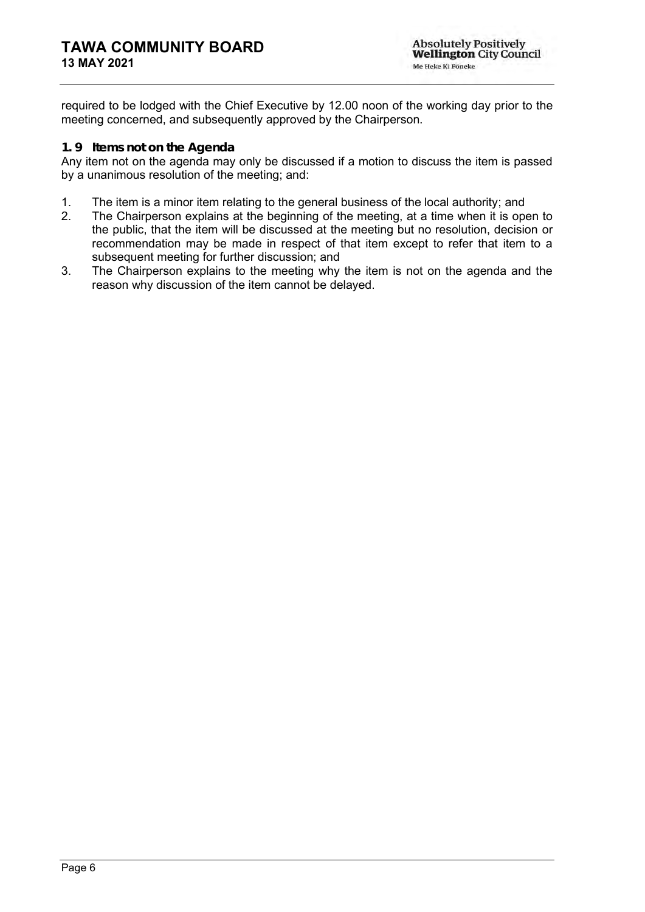required to be lodged with the Chief Executive by 12.00 noon of the working day prior to the meeting concerned, and subsequently approved by the Chairperson.

### 1. 9 Items not on the Agenda

Any item not on the agenda may only be discussed if a motion to discuss the item is passed by a unanimous resolution of the meeting; and:

1. The item is a minor item relating to the general business of the local authority; and
2. The Chairperson explains at the beginning of the meeting, at a time when it is open to the public, that the item will be discussed at the meeting but no resolution, decision or recommendation may be made in respect of that item except to refer that item to a subsequent meeting for further discussion; and
3. The Chairperson explains to the meeting why the item is not on the agenda and the reason why discussion of the item cannot be delayed.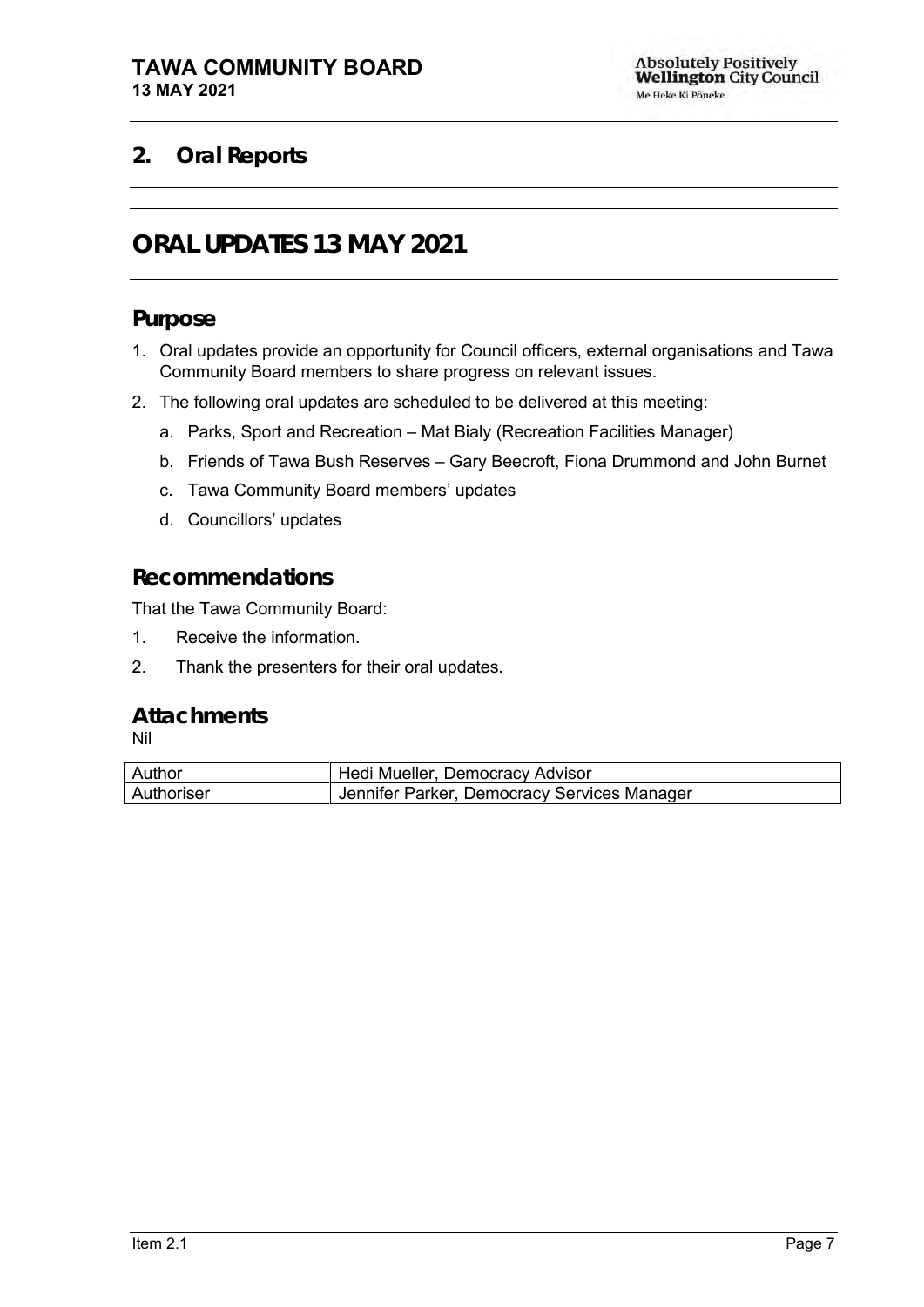## 2. Oral Reports

# ORAL UPDATES 13 MAY 2021

## Purpose

1. Oral updates provide an opportunity for Council officers, external organisations and Tawa Community Board members to share progress on relevant issues.
2. The following oral updates are scheduled to be delivered at this meeting:
   a. Parks, Sport and Recreation – Mat Bialy (Recreation Facilities Manager)
   b. Friends of Tawa Bush Reserves – Gary Beecroft, Fiona Drummond and John Burnet
   c. Tawa Community Board members' updates
   d. Councillors' updates

## Recommendations

That the Tawa Community Board:

1. Receive the information.
2. Thank the presenters for their oral updates.

## Attachments

Nil

| | |
|---|---|
| Author | Hedi Mueller, Democracy Advisor |
| Authoriser | Jennifer Parker, Democracy Services Manager |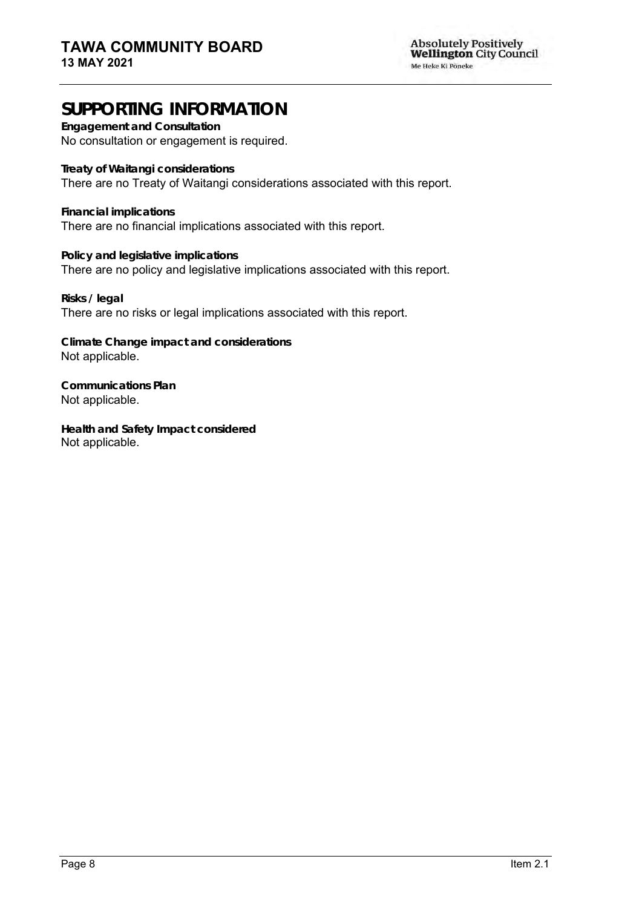# SUPPORTING INFORMATION

**Engagement and Consultation**
No consultation or engagement is required.

**Treaty of Waitangi considerations**
There are no Treaty of Waitangi considerations associated with this report.

**Financial implications**
There are no financial implications associated with this report.

**Policy and legislative implications**
There are no policy and legislative implications associated with this report.

**Risks / legal**
There are no risks or legal implications associated with this report.

**Climate Change impact and considerations**
Not applicable.

**Communications Plan**
Not applicable.

**Health and Safety Impact considered**
Not applicable.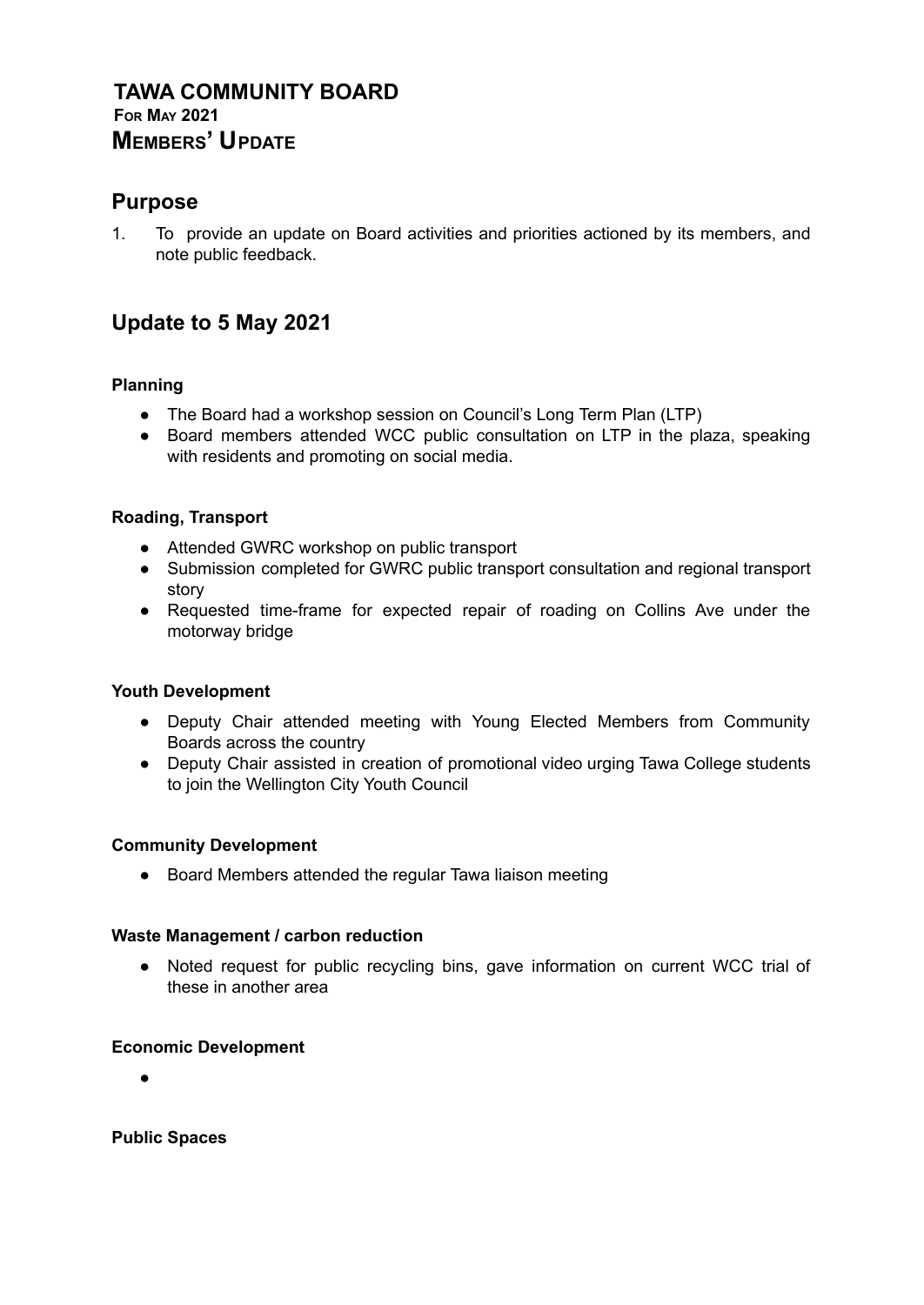# TAWA COMMUNITY BOARD

**FOR MAY 2021**

## MEMBERS' UPDATE

## Purpose

1. To provide an update on Board activities and priorities actioned by its members, and note public feedback.

## Update to 5 May 2021

**Planning**

- The Board had a workshop session on Council's Long Term Plan (LTP)
- Board members attended WCC public consultation on LTP in the plaza, speaking with residents and promoting on social media.

**Roading, Transport**

- Attended GWRC workshop on public transport
- Submission completed for GWRC public transport consultation and regional transport story
- Requested time-frame for expected repair of roading on Collins Ave under the motorway bridge

**Youth Development**

- Deputy Chair attended meeting with Young Elected Members from Community Boards across the country
- Deputy Chair assisted in creation of promotional video urging Tawa College students to join the Wellington City Youth Council

**Community Development**

- Board Members attended the regular Tawa liaison meeting

**Waste Management / carbon reduction**

- Noted request for public recycling bins, gave information on current WCC trial of these in another area

**Economic Development**

- 

**Public Spaces**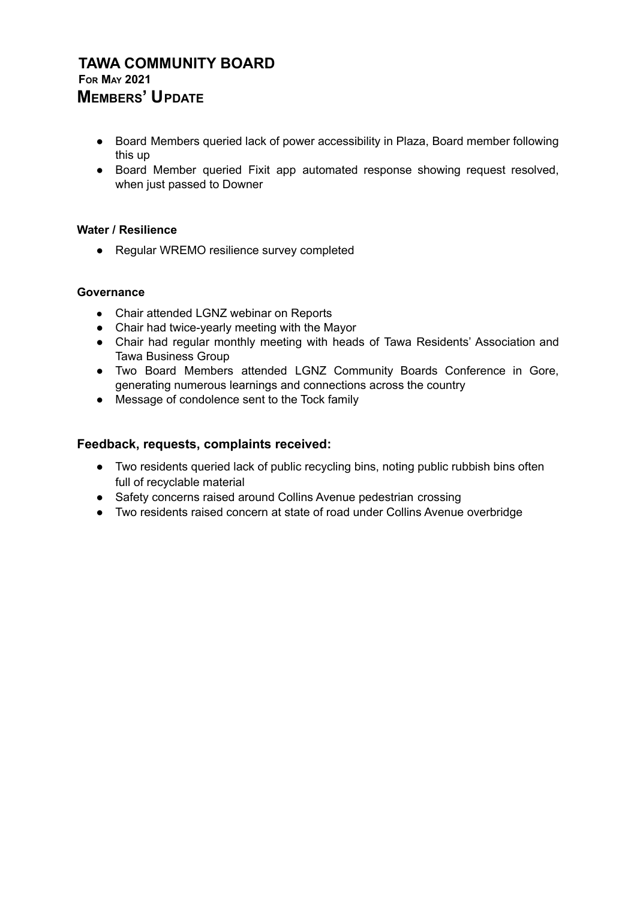# TAWA COMMUNITY BOARD

## FOR MAY 2021

## MEMBERS' UPDATE

- Board Members queried lack of power accessibility in Plaza, Board member following this up
- Board Member queried Fixit app automated response showing request resolved, when just passed to Downer

**Water / Resilience**

- Regular WREMO resilience survey completed

**Governance**

- Chair attended LGNZ webinar on Reports
- Chair had twice-yearly meeting with the Mayor
- Chair had regular monthly meeting with heads of Tawa Residents' Association and Tawa Business Group
- Two Board Members attended LGNZ Community Boards Conference in Gore, generating numerous learnings and connections across the country
- Message of condolence sent to the Tock family

### Feedback, requests, complaints received:

- Two residents queried lack of public recycling bins, noting public rubbish bins often full of recyclable material
- Safety concerns raised around Collins Avenue pedestrian crossing
- Two residents raised concern at state of road under Collins Avenue overbridge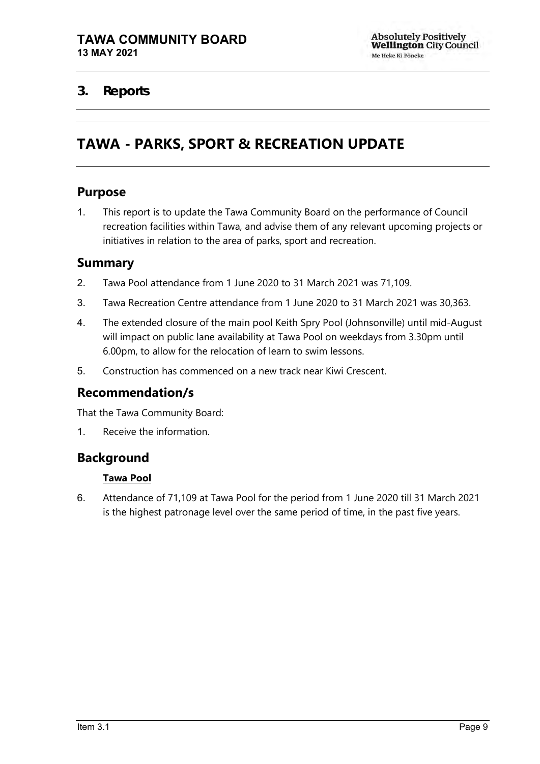## 3. Reports

# TAWA - PARKS, SPORT & RECREATION UPDATE

## Purpose

1. This report is to update the Tawa Community Board on the performance of Council recreation facilities within Tawa, and advise them of any relevant upcoming projects or initiatives in relation to the area of parks, sport and recreation.

## Summary

2. Tawa Pool attendance from 1 June 2020 to 31 March 2021 was 71,109.
3. Tawa Recreation Centre attendance from 1 June 2020 to 31 March 2021 was 30,363.
4. The extended closure of the main pool Keith Spry Pool (Johnsonville) until mid-August will impact on public lane availability at Tawa Pool on weekdays from 3.30pm until 6.00pm, to allow for the relocation of learn to swim lessons.
5. Construction has commenced on a new track near Kiwi Crescent.

## Recommendation/s

That the Tawa Community Board:

1. Receive the information.

## Background

**Tawa Pool**

6. Attendance of 71,109 at Tawa Pool for the period from 1 June 2020 till 31 March 2021 is the highest patronage level over the same period of time, in the past five years.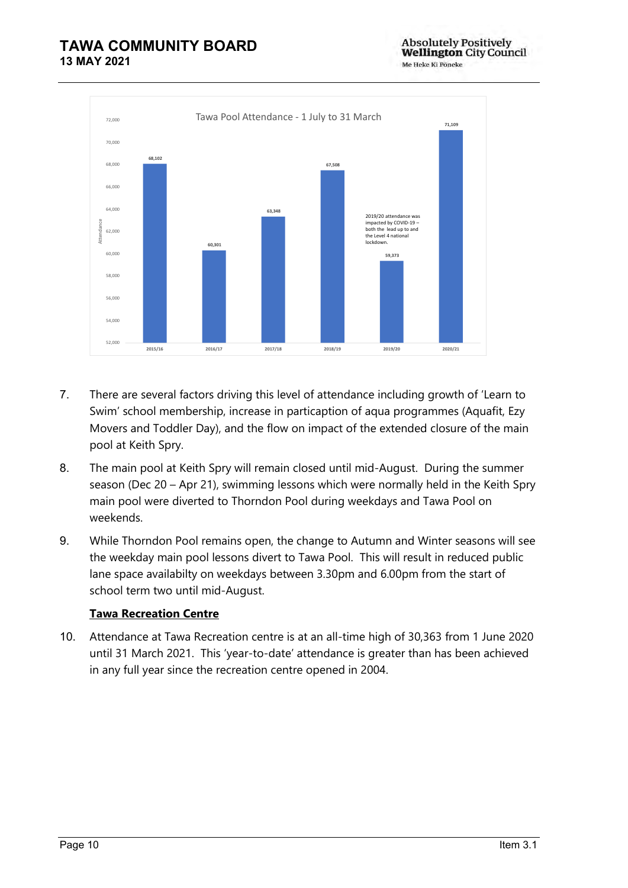Tawa Pool Attendance - 1 July to 31 March

| Year | Attendance |
| --- | --- |
| 2015/16 | 68,102 |
| 2016/17 | 60,301 |
| 2017/18 | 63,348 |
| 2018/19 | 67,508 |
| 2019/20 | 59,373 |
| 2020/21 | 71,109 |

2019/20 attendance was impacted by COVID-19 – both the lead up to and the Level 4 national lockdown.

7. There are several factors driving this level of attendance including growth of 'Learn to Swim' school membership, increase in particaption of aqua programmes (Aquafit, Ezy Movers and Toddler Day), and the flow on impact of the extended closure of the main pool at Keith Spry.

8. The main pool at Keith Spry will remain closed until mid-August. During the summer season (Dec 20 – Apr 21), swimming lessons which were normally held in the Keith Spry main pool were diverted to Thorndon Pool during weekdays and Tawa Pool on weekends.

9. While Thorndon Pool remains open, the change to Autumn and Winter seasons will see the weekday main pool lessons divert to Tawa Pool. This will result in reduced public lane space availabilty on weekdays between 3.30pm and 6.00pm from the start of school term two until mid-August.

**Tawa Recreation Centre**

10. Attendance at Tawa Recreation centre is at an all-time high of 30,363 from 1 June 2020 until 31 March 2021. This 'year-to-date' attendance is greater than has been achieved in any full year since the recreation centre opened in 2004.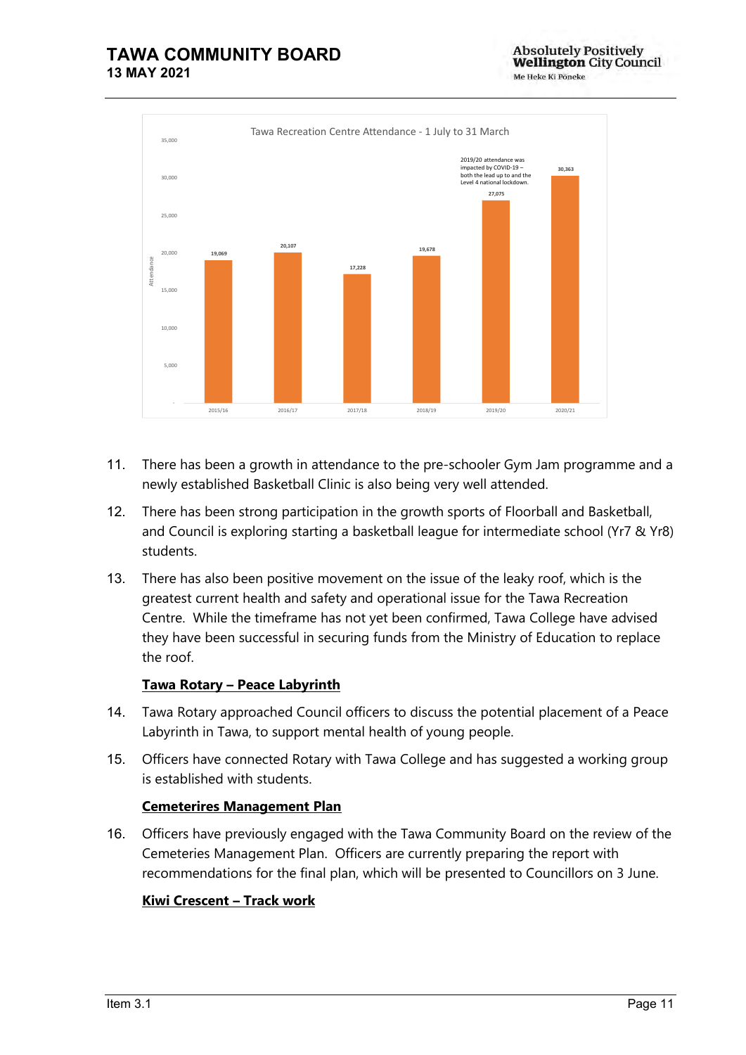Tawa Recreation Centre Attendance - 1 July to 31 March

| Year | Attendance |
| --- | --- |
| 2015/16 | 19,069 |
| 2016/17 | 20,107 |
| 2017/18 | 17,228 |
| 2018/19 | 19,678 |
| 2019/20 | 27,075 |
| 2020/21 | 30,363 |

2019/20 attendance was impacted by COVID-19 – both the lead up to and the Level 4 national lockdown.

11. There has been a growth in attendance to the pre-schooler Gym Jam programme and a newly established Basketball Clinic is also being very well attended.

12. There has been strong participation in the growth sports of Floorball and Basketball, and Council is exploring starting a basketball league for intermediate school (Yr7 & Yr8) students.

13. There has also been positive movement on the issue of the leaky roof, which is the greatest current health and safety and operational issue for the Tawa Recreation Centre. While the timeframe has not yet been confirmed, Tawa College have advised they have been successful in securing funds from the Ministry of Education to replace the roof.

**Tawa Rotary – Peace Labyrinth**

14. Tawa Rotary approached Council officers to discuss the potential placement of a Peace Labyrinth in Tawa, to support mental health of young people.

15. Officers have connected Rotary with Tawa College and has suggested a working group is established with students.

**Cemeterires Management Plan**

16. Officers have previously engaged with the Tawa Community Board on the review of the Cemeteries Management Plan. Officers are currently preparing the report with recommendations for the final plan, which will be presented to Councillors on 3 June.

**Kiwi Crescent – Track work**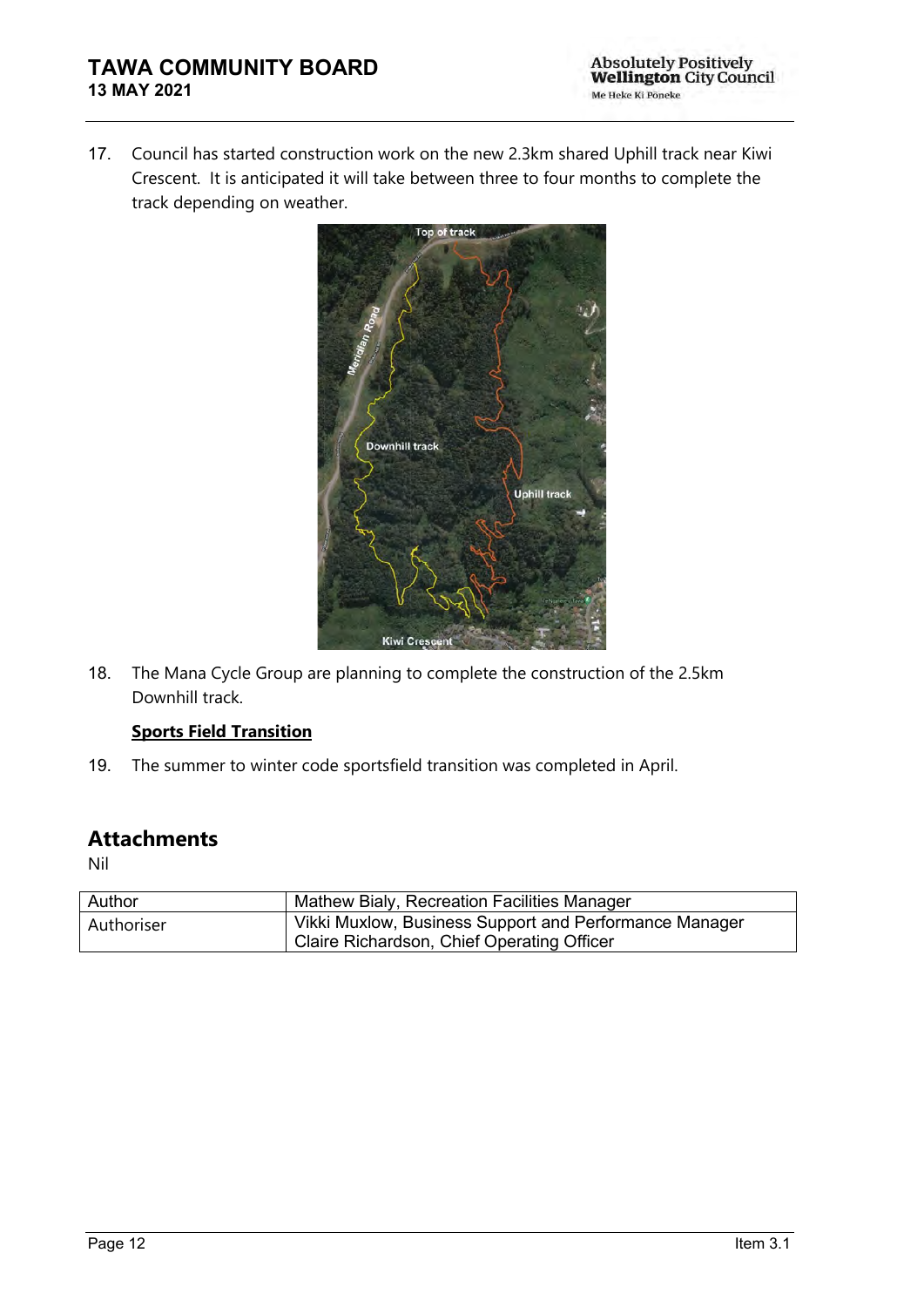17. Council has started construction work on the new 2.3km shared Uphill track near Kiwi Crescent. It is anticipated it will take between three to four months to complete the track depending on weather.

18. The Mana Cycle Group are planning to complete the construction of the 2.5km Downhill track.

**Sports Field Transition**

19. The summer to winter code sportsfield transition was completed in April.

## Attachments

Nil

| Author | Mathew Bialy, Recreation Facilities Manager |
|---|---|
| Authoriser | Vikki Muxlow, Business Support and Performance Manager<br>Claire Richardson, Chief Operating Officer |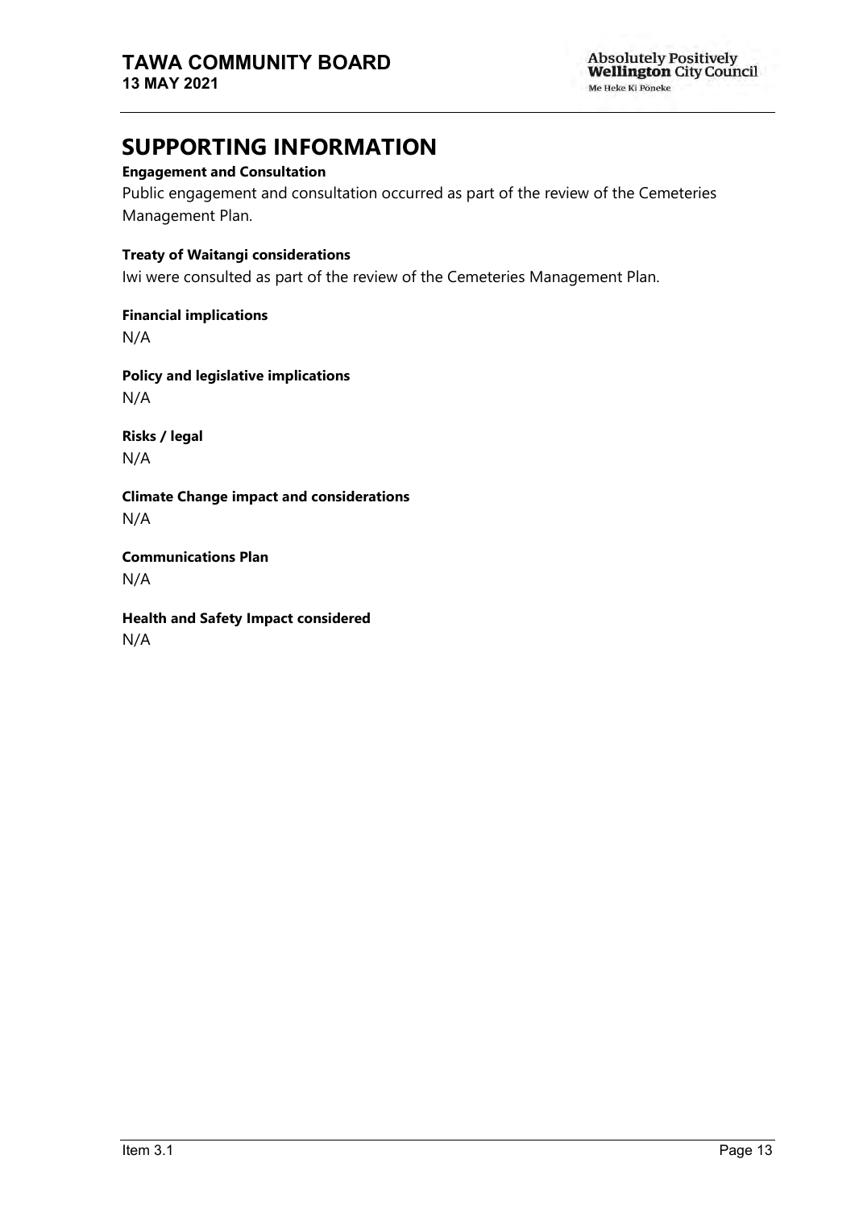# SUPPORTING INFORMATION

**Engagement and Consultation**

Public engagement and consultation occurred as part of the review of the Cemeteries Management Plan.

**Treaty of Waitangi considerations**

Iwi were consulted as part of the review of the Cemeteries Management Plan.

**Financial implications**

N/A

**Policy and legislative implications**

N/A

**Risks / legal**

N/A

**Climate Change impact and considerations**

N/A

**Communications Plan**

N/A

**Health and Safety Impact considered**

N/A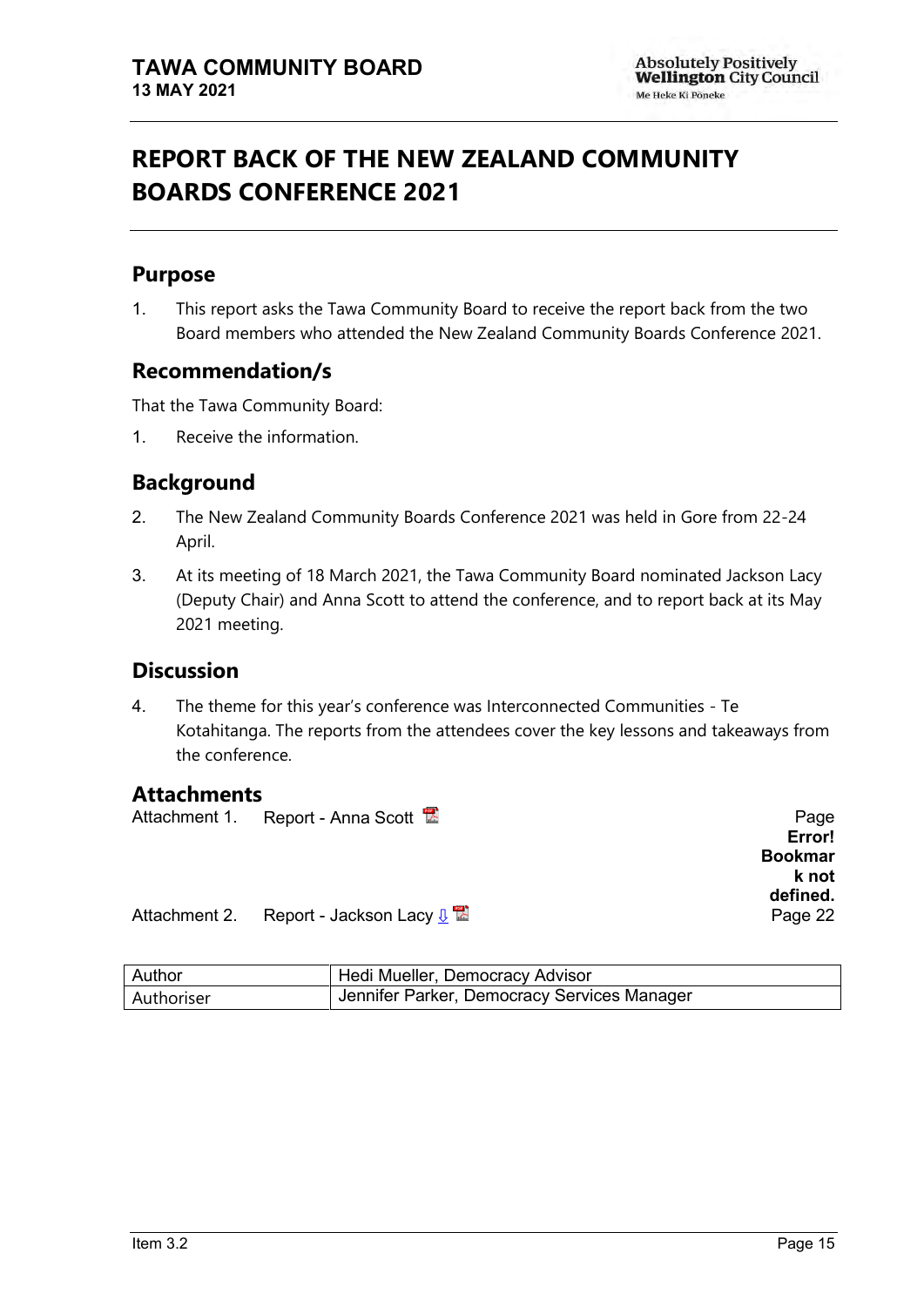# REPORT BACK OF THE NEW ZEALAND COMMUNITY BOARDS CONFERENCE 2021

## Purpose

1. This report asks the Tawa Community Board to receive the report back from the two Board members who attended the New Zealand Community Boards Conference 2021.

## Recommendation/s

That the Tawa Community Board:

1. Receive the information.

## Background

2. The New Zealand Community Boards Conference 2021 was held in Gore from 22-24 April.
3. At its meeting of 18 March 2021, the Tawa Community Board nominated Jackson Lacy (Deputy Chair) and Anna Scott to attend the conference, and to report back at its May 2021 meeting.

## Discussion

4. The theme for this year's conference was Interconnected Communities - Te Kotahitanga. The reports from the attendees cover the key lessons and takeaways from the conference.

## Attachments

| | | |
|---|---|---|
| Attachment 1. | Report - Anna Scott | Page **Error! Bookmark not defined.** |
| Attachment 2. | Report - Jackson Lacy | Page 22 |

| | |
|---|---|
| Author | Hedi Mueller, Democracy Advisor |
| Authoriser | Jennifer Parker, Democracy Services Manager |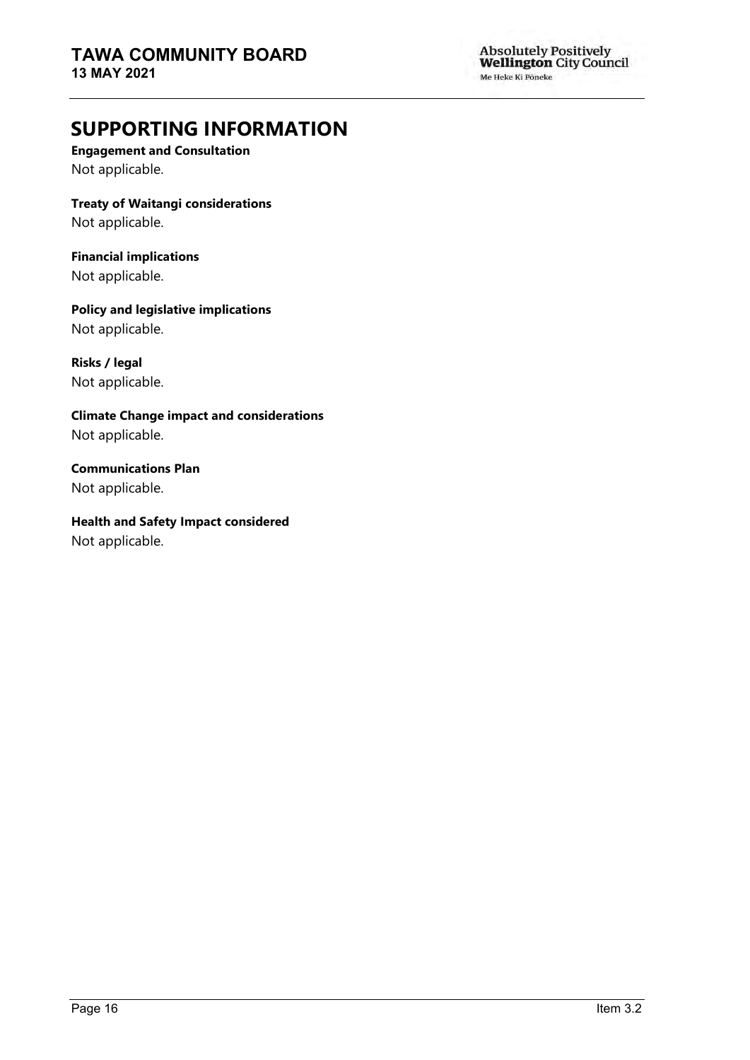## SUPPORTING INFORMATION

**Engagement and Consultation**
Not applicable.

**Treaty of Waitangi considerations**
Not applicable.

**Financial implications**
Not applicable.

**Policy and legislative implications**
Not applicable.

**Risks / legal**
Not applicable.

**Climate Change impact and considerations**
Not applicable.

**Communications Plan**
Not applicable.

**Health and Safety Impact considered**
Not applicable.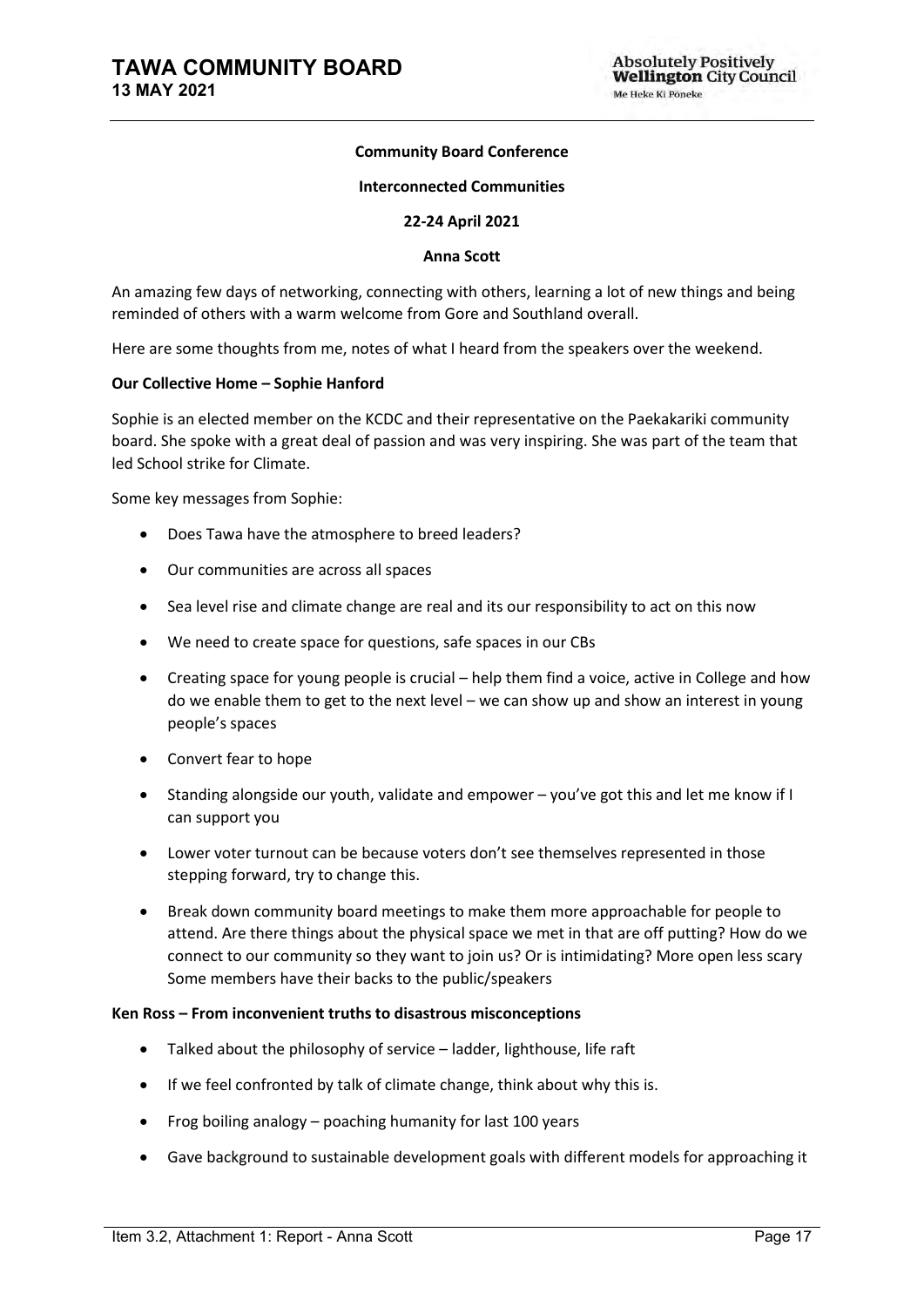**Community Board Conference**

**Interconnected Communities**

**22-24 April 2021**

**Anna Scott**

An amazing few days of networking, connecting with others, learning a lot of new things and being reminded of others with a warm welcome from Gore and Southland overall.

Here are some thoughts from me, notes of what I heard from the speakers over the weekend.

**Our Collective Home – Sophie Hanford**

Sophie is an elected member on the KCDC and their representative on the Paekakariki community board. She spoke with a great deal of passion and was very inspiring. She was part of the team that led School strike for Climate.

Some key messages from Sophie:

- Does Tawa have the atmosphere to breed leaders?
- Our communities are across all spaces
- Sea level rise and climate change are real and its our responsibility to act on this now
- We need to create space for questions, safe spaces in our CBs
- Creating space for young people is crucial – help them find a voice, active in College and how do we enable them to get to the next level – we can show up and show an interest in young people's spaces
- Convert fear to hope
- Standing alongside our youth, validate and empower – you've got this and let me know if I can support you
- Lower voter turnout can be because voters don't see themselves represented in those stepping forward, try to change this.
- Break down community board meetings to make them more approachable for people to attend. Are there things about the physical space we met in that are off putting? How do we connect to our community so they want to join us? Or is intimidating? More open less scary Some members have their backs to the public/speakers

**Ken Ross – From inconvenient truths to disastrous misconceptions**

- Talked about the philosophy of service – ladder, lighthouse, life raft
- If we feel confronted by talk of climate change, think about why this is.
- Frog boiling analogy – poaching humanity for last 100 years
- Gave background to sustainable development goals with different models for approaching it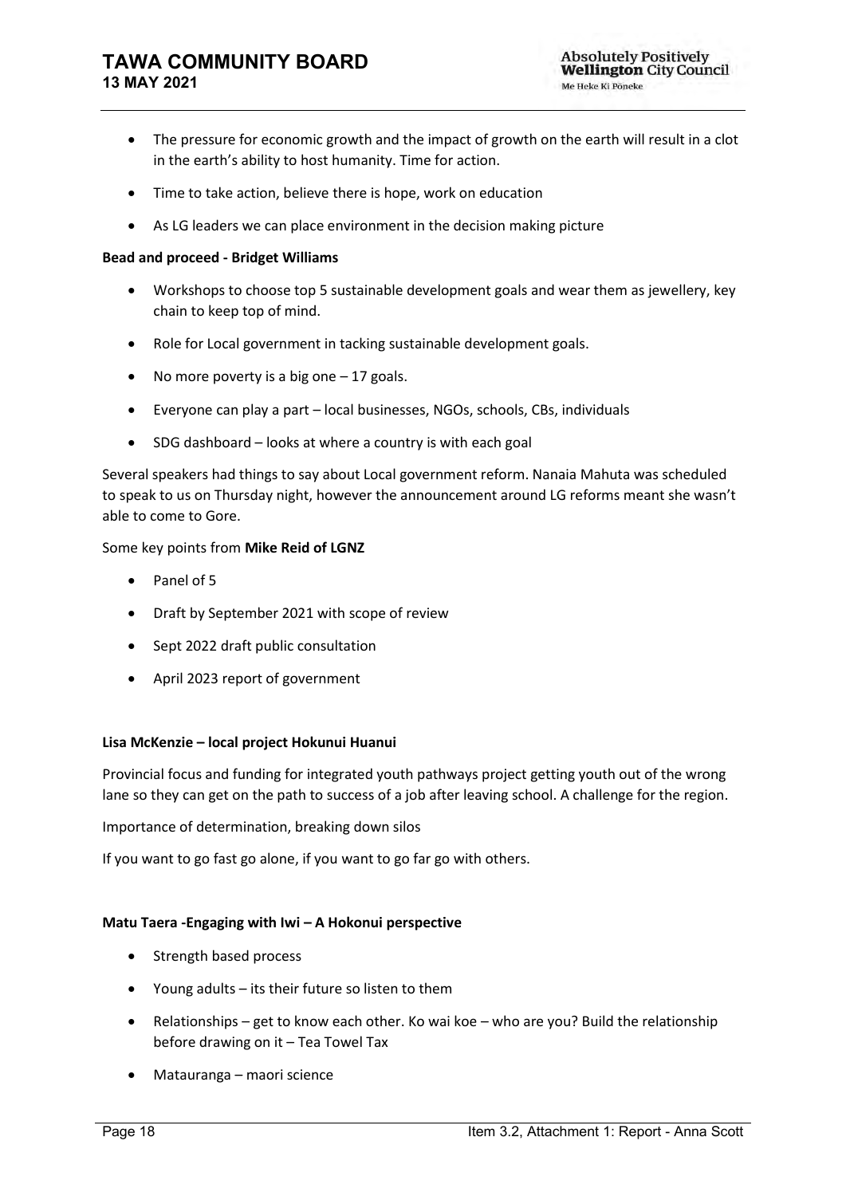- The pressure for economic growth and the impact of growth on the earth will result in a clot in the earth's ability to host humanity. Time for action.
- Time to take action, believe there is hope, work on education
- As LG leaders we can place environment in the decision making picture

**Bead and proceed - Bridget Williams**

- Workshops to choose top 5 sustainable development goals and wear them as jewellery, key chain to keep top of mind.
- Role for Local government in tacking sustainable development goals.
- No more poverty is a big one – 17 goals.
- Everyone can play a part – local businesses, NGOs, schools, CBs, individuals
- SDG dashboard – looks at where a country is with each goal

Several speakers had things to say about Local government reform. Nanaia Mahuta was scheduled to speak to us on Thursday night, however the announcement around LG reforms meant she wasn't able to come to Gore.

Some key points from **Mike Reid of LGNZ**

- Panel of 5
- Draft by September 2021 with scope of review
- Sept 2022 draft public consultation
- April 2023 report of government

**Lisa McKenzie – local project Hokunui Huanui**

Provincial focus and funding for integrated youth pathways project getting youth out of the wrong lane so they can get on the path to success of a job after leaving school. A challenge for the region.

Importance of determination, breaking down silos

If you want to go fast go alone, if you want to go far go with others.

**Matu Taera -Engaging with Iwi – A Hokonui perspective**

- Strength based process
- Young adults – its their future so listen to them
- Relationships – get to know each other. Ko wai koe – who are you? Build the relationship before drawing on it – Tea Towel Tax
- Matauranga – maori science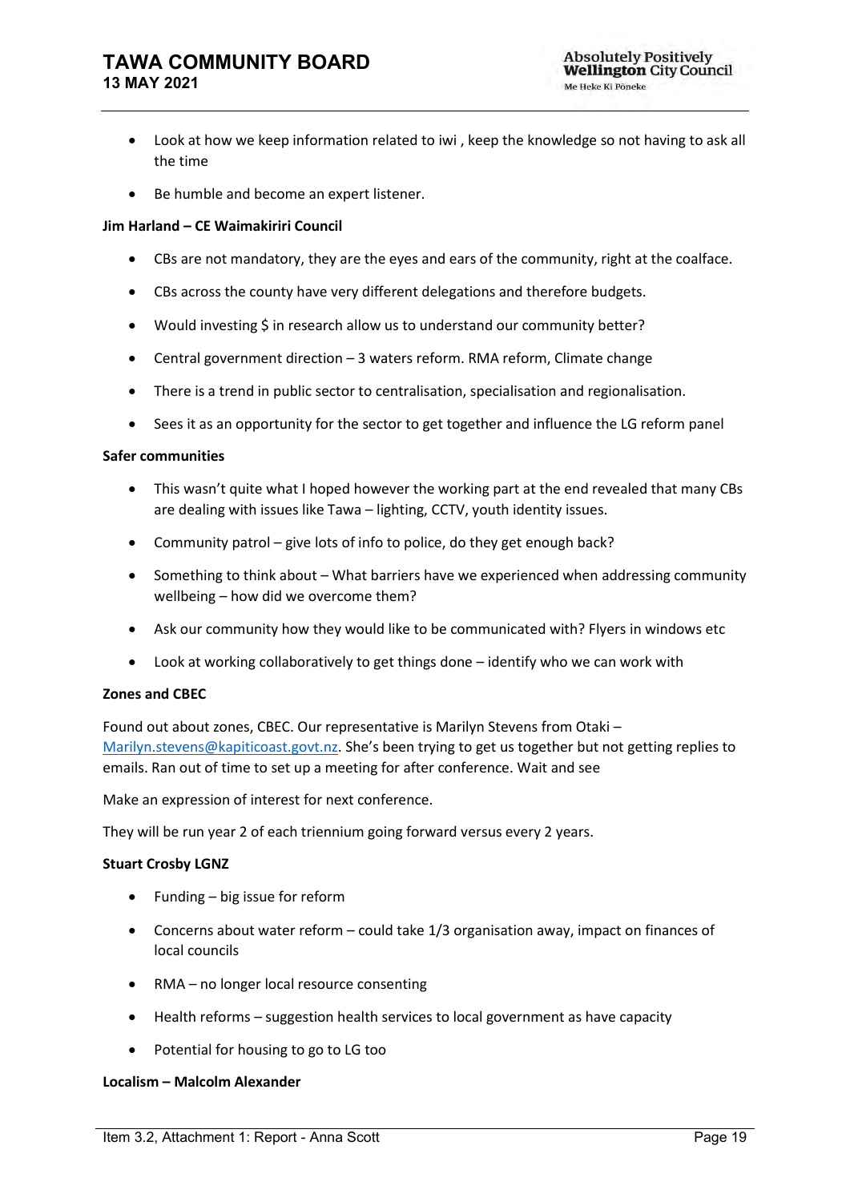- Look at how we keep information related to iwi , keep the knowledge so not having to ask all the time
- Be humble and become an expert listener.

**Jim Harland – CE Waimakiriri Council**

- CBs are not mandatory, they are the eyes and ears of the community, right at the coalface.
- CBs across the county have very different delegations and therefore budgets.
- Would investing $ in research allow us to understand our community better?
- Central government direction – 3 waters reform. RMA reform, Climate change
- There is a trend in public sector to centralisation, specialisation and regionalisation.
- Sees it as an opportunity for the sector to get together and influence the LG reform panel

**Safer communities**

- This wasn't quite what I hoped however the working part at the end revealed that many CBs are dealing with issues like Tawa – lighting, CCTV, youth identity issues.
- Community patrol – give lots of info to police, do they get enough back?
- Something to think about – What barriers have we experienced when addressing community wellbeing – how did we overcome them?
- Ask our community how they would like to be communicated with? Flyers in windows etc
- Look at working collaboratively to get things done – identify who we can work with

**Zones and CBEC**

Found out about zones, CBEC. Our representative is Marilyn Stevens from Otaki – Marilyn.stevens@kapiticoast.govt.nz. She's been trying to get us together but not getting replies to emails. Ran out of time to set up a meeting for after conference. Wait and see

Make an expression of interest for next conference.

They will be run year 2 of each triennium going forward versus every 2 years.

**Stuart Crosby LGNZ**

- Funding – big issue for reform
- Concerns about water reform – could take 1/3 organisation away, impact on finances of local councils
- RMA – no longer local resource consenting
- Health reforms – suggestion health services to local government as have capacity
- Potential for housing to go to LG too

**Localism – Malcolm Alexander**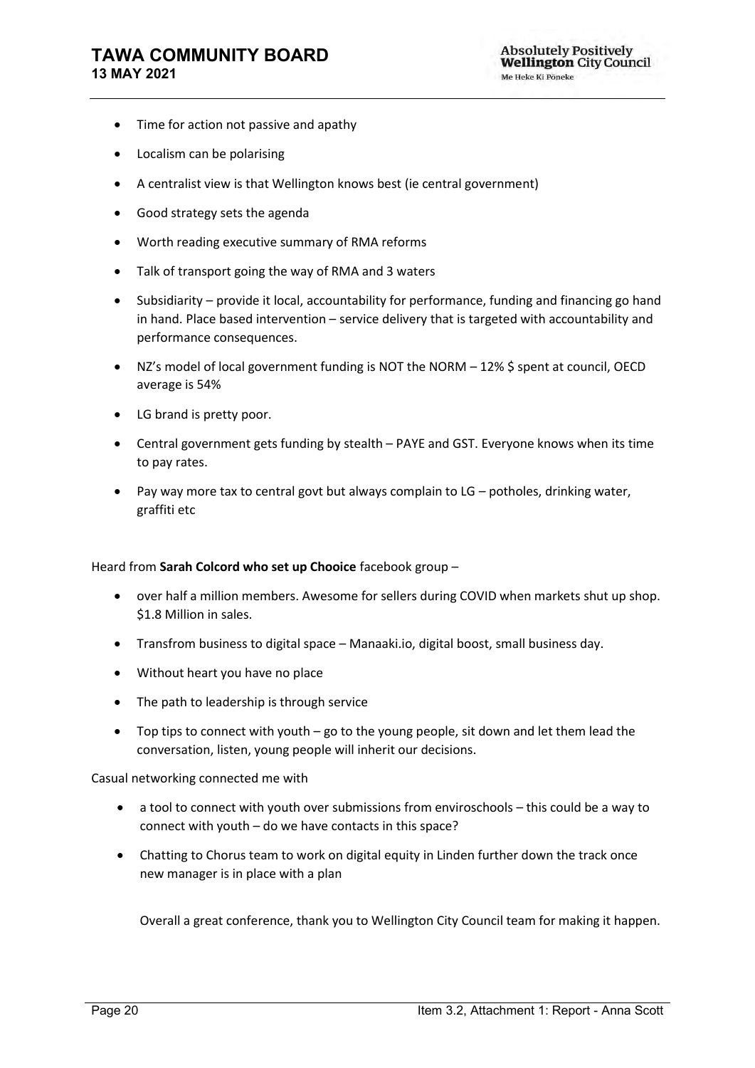- Time for action not passive and apathy
- Localism can be polarising
- A centralist view is that Wellington knows best (ie central government)
- Good strategy sets the agenda
- Worth reading executive summary of RMA reforms
- Talk of transport going the way of RMA and 3 waters
- Subsidiarity – provide it local, accountability for performance, funding and financing go hand in hand. Place based intervention – service delivery that is targeted with accountability and performance consequences.
- NZ's model of local government funding is NOT the NORM – 12% $ spent at council, OECD average is 54%
- LG brand is pretty poor.
- Central government gets funding by stealth – PAYE and GST. Everyone knows when its time to pay rates.
- Pay way more tax to central govt but always complain to LG – potholes, drinking water, graffiti etc

Heard from **Sarah Colcord who set up Chooice** facebook group –

- over half a million members. Awesome for sellers during COVID when markets shut up shop. $1.8 Million in sales.
- Transfrom business to digital space – Manaaki.io, digital boost, small business day.
- Without heart you have no place
- The path to leadership is through service
- Top tips to connect with youth – go to the young people, sit down and let them lead the conversation, listen, young people will inherit our decisions.

Casual networking connected me with

- a tool to connect with youth over submissions from enviroschools – this could be a way to connect with youth – do we have contacts in this space?
- Chatting to Chorus team to work on digital equity in Linden further down the track once new manager is in place with a plan

Overall a great conference, thank you to Wellington City Council team for making it happen.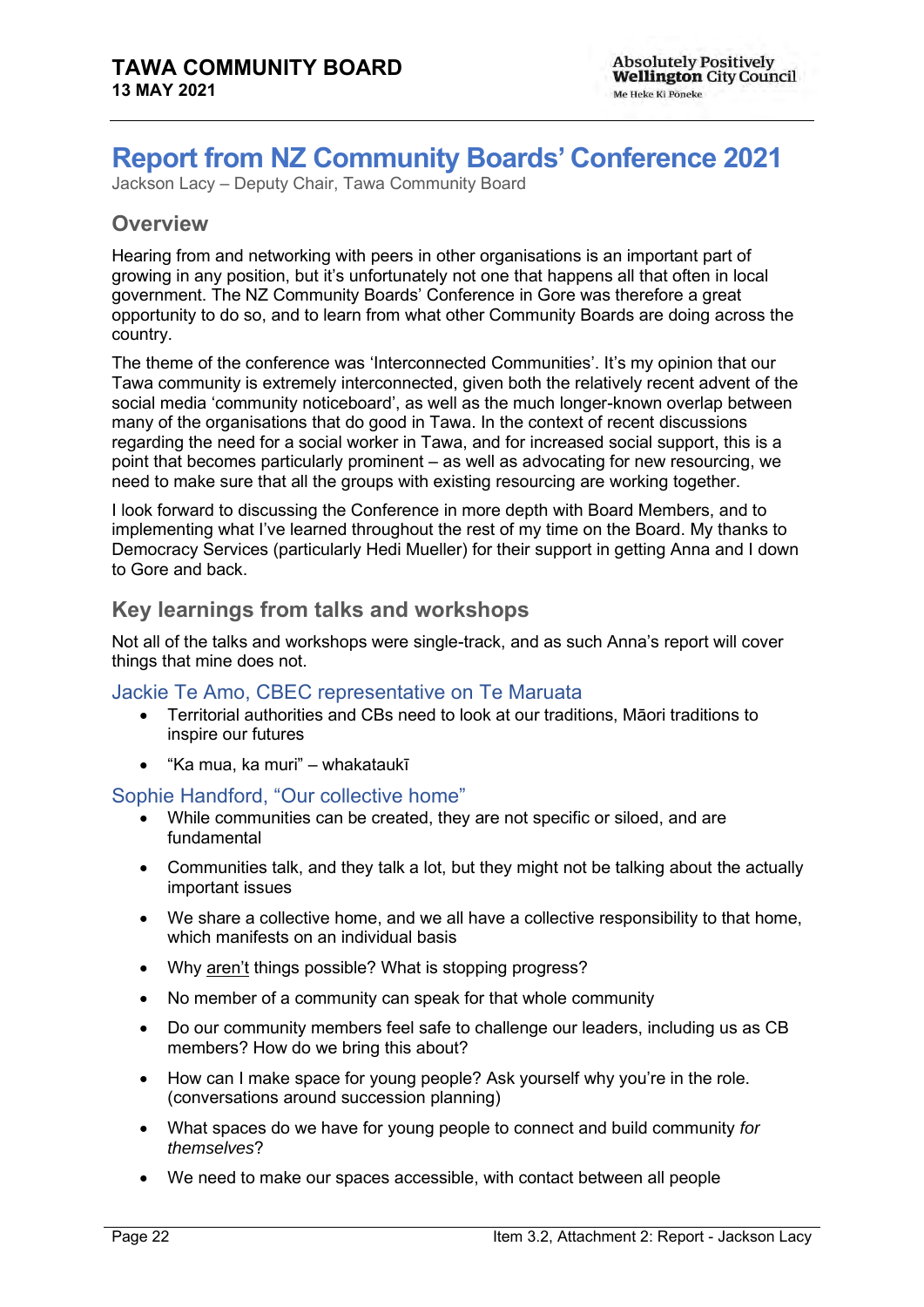# Report from NZ Community Boards' Conference 2021

Jackson Lacy – Deputy Chair, Tawa Community Board

## Overview

Hearing from and networking with peers in other organisations is an important part of growing in any position, but it's unfortunately not one that happens all that often in local government. The NZ Community Boards' Conference in Gore was therefore a great opportunity to do so, and to learn from what other Community Boards are doing across the country.

The theme of the conference was 'Interconnected Communities'. It's my opinion that our Tawa community is extremely interconnected, given both the relatively recent advent of the social media 'community noticeboard', as well as the much longer-known overlap between many of the organisations that do good in Tawa. In the context of recent discussions regarding the need for a social worker in Tawa, and for increased social support, this is a point that becomes particularly prominent – as well as advocating for new resourcing, we need to make sure that all the groups with existing resourcing are working together.

I look forward to discussing the Conference in more depth with Board Members, and to implementing what I've learned throughout the rest of my time on the Board. My thanks to Democracy Services (particularly Hedi Mueller) for their support in getting Anna and I down to Gore and back.

## Key learnings from talks and workshops

Not all of the talks and workshops were single-track, and as such Anna's report will cover things that mine does not.

### Jackie Te Amo, CBEC representative on Te Maruata

- Territorial authorities and CBs need to look at our traditions, Māori traditions to inspire our futures
- "Ka mua, ka muri" – whakataukī

### Sophie Handford, "Our collective home"

- While communities can be created, they are not specific or siloed, and are fundamental
- Communities talk, and they talk a lot, but they might not be talking about the actually important issues
- We share a collective home, and we all have a collective responsibility to that home, which manifests on an individual basis
- Why aren't things possible? What is stopping progress?
- No member of a community can speak for that whole community
- Do our community members feel safe to challenge our leaders, including us as CB members? How do we bring this about?
- How can I make space for young people? Ask yourself why you're in the role. (conversations around succession planning)
- What spaces do we have for young people to connect and build community *for themselves*?
- We need to make our spaces accessible, with contact between all people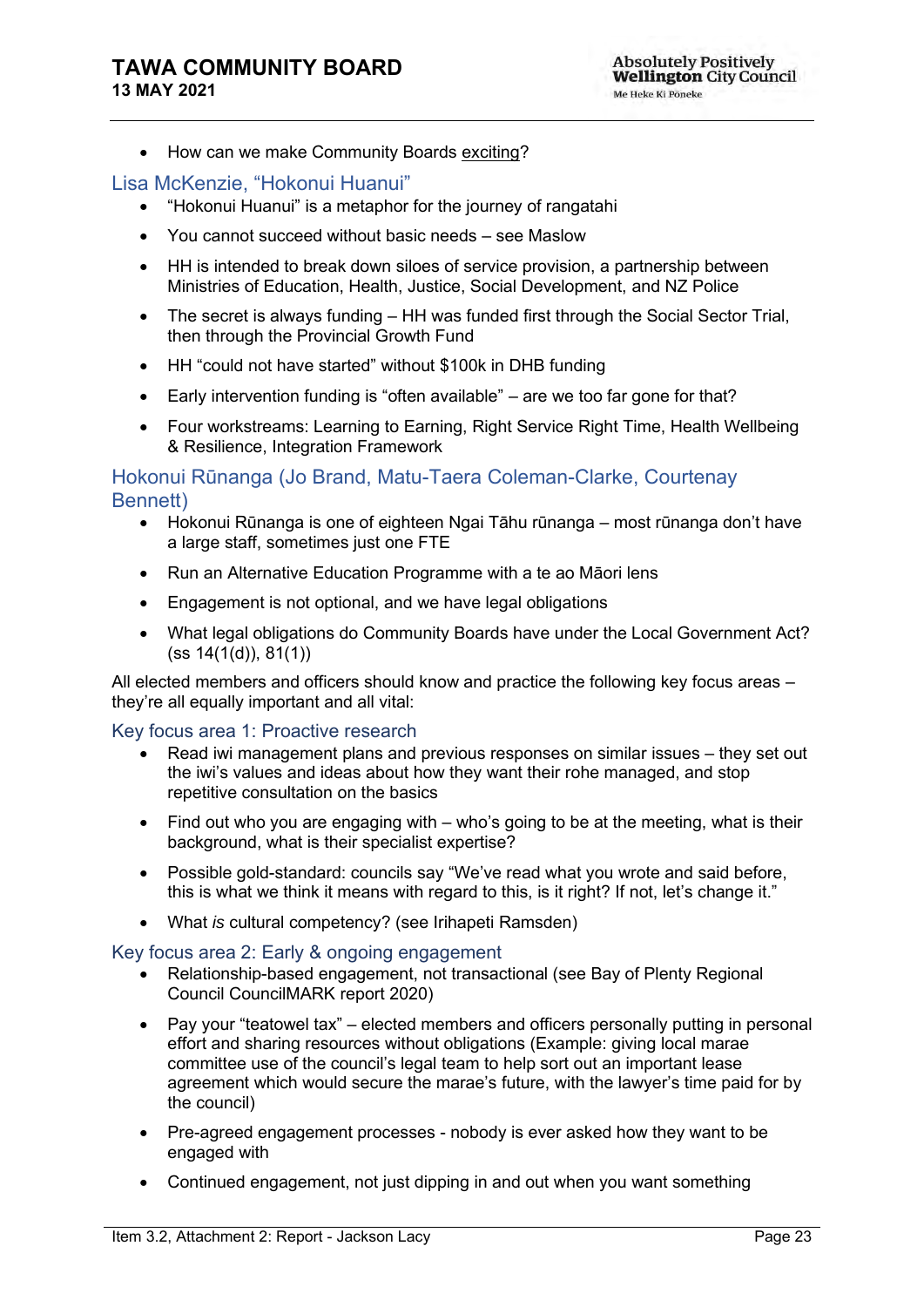- How can we make Community Boards exciting?

### Lisa McKenzie, "Hokonui Huanui"

- "Hokonui Huanui" is a metaphor for the journey of rangatahi
- You cannot succeed without basic needs – see Maslow
- HH is intended to break down siloes of service provision, a partnership between Ministries of Education, Health, Justice, Social Development, and NZ Police
- The secret is always funding – HH was funded first through the Social Sector Trial, then through the Provincial Growth Fund
- HH "could not have started" without $100k in DHB funding
- Early intervention funding is "often available" – are we too far gone for that?
- Four workstreams: Learning to Earning, Right Service Right Time, Health Wellbeing & Resilience, Integration Framework

### Hokonui Rūnanga (Jo Brand, Matu-Taera Coleman-Clarke, Courtenay Bennett)

- Hokonui Rūnanga is one of eighteen Ngai Tāhu rūnanga – most rūnanga don't have a large staff, sometimes just one FTE
- Run an Alternative Education Programme with a te ao Māori lens
- Engagement is not optional, and we have legal obligations
- What legal obligations do Community Boards have under the Local Government Act? (ss 14(1(d)), 81(1))

All elected members and officers should know and practice the following key focus areas – they're all equally important and all vital:

### Key focus area 1: Proactive research

- Read iwi management plans and previous responses on similar issues – they set out the iwi's values and ideas about how they want their rohe managed, and stop repetitive consultation on the basics
- Find out who you are engaging with – who's going to be at the meeting, what is their background, what is their specialist expertise?
- Possible gold-standard: councils say "We've read what you wrote and said before, this is what we think it means with regard to this, is it right? If not, let's change it."
- What *is* cultural competency? (see Irihapeti Ramsden)

### Key focus area 2: Early & ongoing engagement

- Relationship-based engagement, not transactional (see Bay of Plenty Regional Council CouncilMARK report 2020)
- Pay your "teatowel tax" – elected members and officers personally putting in personal effort and sharing resources without obligations (Example: giving local marae committee use of the council's legal team to help sort out an important lease agreement which would secure the marae's future, with the lawyer's time paid for by the council)
- Pre-agreed engagement processes - nobody is ever asked how they want to be engaged with
- Continued engagement, not just dipping in and out when you want something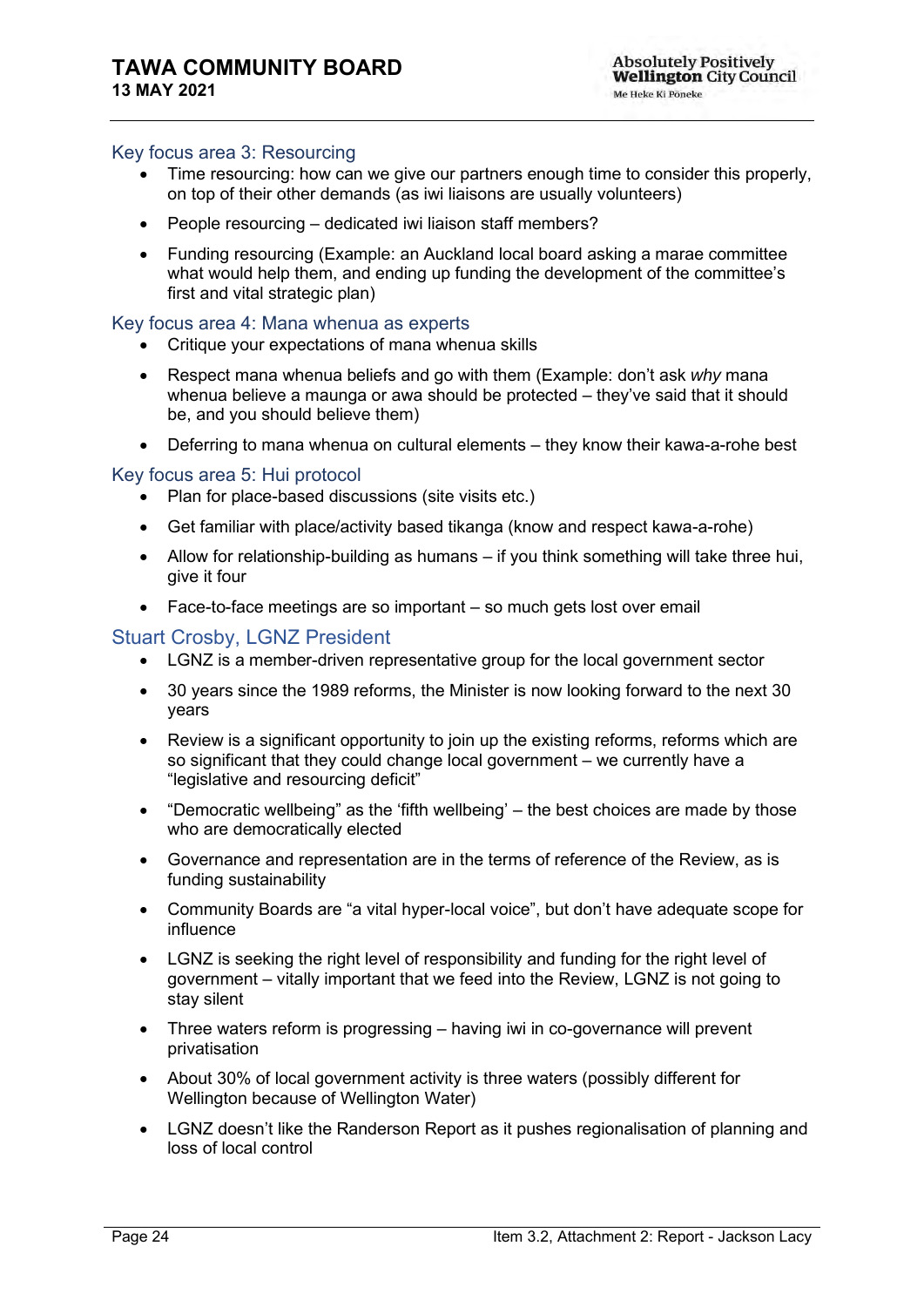### Key focus area 3: Resourcing

- Time resourcing: how can we give our partners enough time to consider this properly, on top of their other demands (as iwi liaisons are usually volunteers)
- People resourcing – dedicated iwi liaison staff members?
- Funding resourcing (Example: an Auckland local board asking a marae committee what would help them, and ending up funding the development of the committee's first and vital strategic plan)

### Key focus area 4: Mana whenua as experts

- Critique your expectations of mana whenua skills
- Respect mana whenua beliefs and go with them (Example: don't ask *why* mana whenua believe a maunga or awa should be protected – they've said that it should be, and you should believe them)
- Deferring to mana whenua on cultural elements – they know their kawa-a-rohe best

### Key focus area 5: Hui protocol

- Plan for place-based discussions (site visits etc.)
- Get familiar with place/activity based tikanga (know and respect kawa-a-rohe)
- Allow for relationship-building as humans – if you think something will take three hui, give it four
- Face-to-face meetings are so important – so much gets lost over email

### Stuart Crosby, LGNZ President

- LGNZ is a member-driven representative group for the local government sector
- 30 years since the 1989 reforms, the Minister is now looking forward to the next 30 years
- Review is a significant opportunity to join up the existing reforms, reforms which are so significant that they could change local government – we currently have a "legislative and resourcing deficit"
- "Democratic wellbeing" as the 'fifth wellbeing' – the best choices are made by those who are democratically elected
- Governance and representation are in the terms of reference of the Review, as is funding sustainability
- Community Boards are "a vital hyper-local voice", but don't have adequate scope for influence
- LGNZ is seeking the right level of responsibility and funding for the right level of government – vitally important that we feed into the Review, LGNZ is not going to stay silent
- Three waters reform is progressing – having iwi in co-governance will prevent privatisation
- About 30% of local government activity is three waters (possibly different for Wellington because of Wellington Water)
- LGNZ doesn't like the Randerson Report as it pushes regionalisation of planning and loss of local control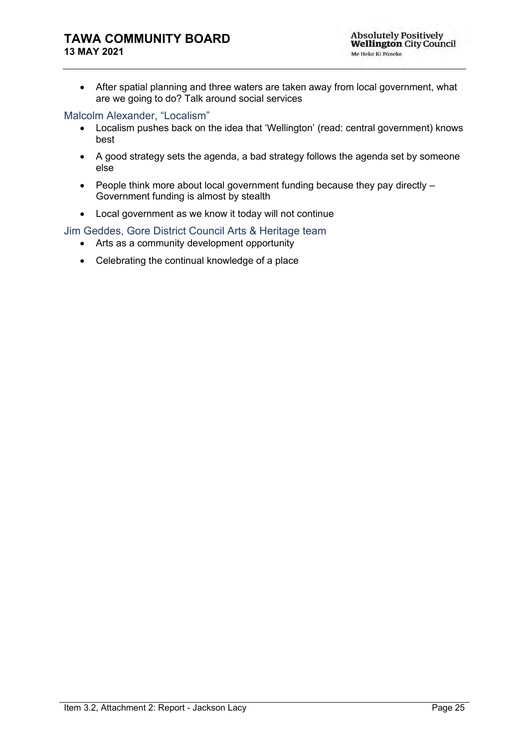- After spatial planning and three waters are taken away from local government, what are we going to do? Talk around social services

### Malcolm Alexander, "Localism"

- Localism pushes back on the idea that 'Wellington' (read: central government) knows best
- A good strategy sets the agenda, a bad strategy follows the agenda set by someone else
- People think more about local government funding because they pay directly – Government funding is almost by stealth
- Local government as we know it today will not continue

### Jim Geddes, Gore District Council Arts & Heritage team

- Arts as a community development opportunity
- Celebrating the continual knowledge of a place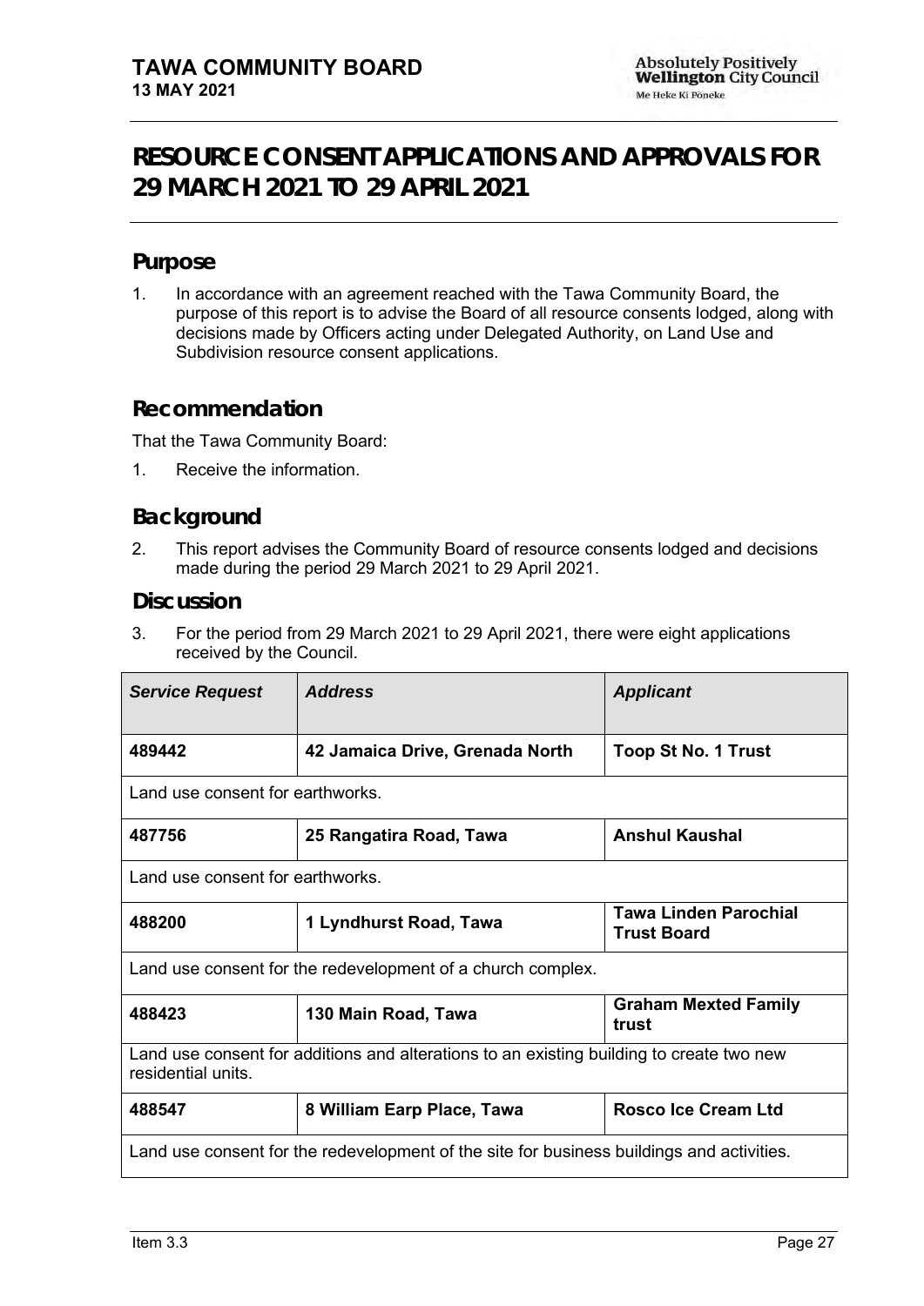# RESOURCE CONSENT APPLICATIONS AND APPROVALS FOR 29 MARCH 2021 TO 29 APRIL 2021

## Purpose

1. In accordance with an agreement reached with the Tawa Community Board, the purpose of this report is to advise the Board of all resource consents lodged, along with decisions made by Officers acting under Delegated Authority, on Land Use and Subdivision resource consent applications.

## Recommendation

That the Tawa Community Board:

1. Receive the information.

## Background

2. This report advises the Community Board of resource consents lodged and decisions made during the period 29 March 2021 to 29 April 2021.

## Discussion

3. For the period from 29 March 2021 to 29 April 2021, there were eight applications received by the Council.

| *Service Request* | *Address* | *Applicant* |
|---|---|---|
| **489442** | **42 Jamaica Drive, Grenada North** | **Toop St No. 1 Trust** |
| Land use consent for earthworks. | | |
| **487756** | **25 Rangatira Road, Tawa** | **Anshul Kaushal** |
| Land use consent for earthworks. | | |
| **488200** | **1 Lyndhurst Road, Tawa** | **Tawa Linden Parochial Trust Board** |
| Land use consent for the redevelopment of a church complex. | | |
| **488423** | **130 Main Road, Tawa** | **Graham Mexted Family trust** |
| Land use consent for additions and alterations to an existing building to create two new residential units. | | |
| **488547** | **8 William Earp Place, Tawa** | **Rosco Ice Cream Ltd** |
| Land use consent for the redevelopment of the site for business buildings and activities. | | |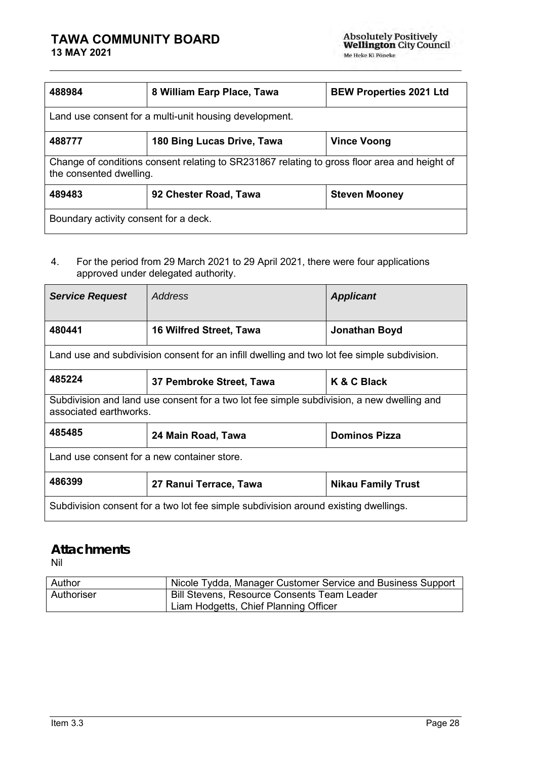| 488984 | 8 William Earp Place, Tawa | BEW Properties 2021 Ltd |
|---|---|---|
| Land use consent for a multi-unit housing development. | | |
| **488777** | **180 Bing Lucas Drive, Tawa** | **Vince Voong** |
| Change of conditions consent relating to SR231867 relating to gross floor area and height of the consented dwelling. | | |
| **489483** | **92 Chester Road, Tawa** | **Steven Mooney** |
| Boundary activity consent for a deck. | | |

4. For the period from 29 March 2021 to 29 April 2021, there were four applications approved under delegated authority.

| Service Request | Address | Applicant |
|---|---|---|
| **480441** | **16 Wilfred Street, Tawa** | **Jonathan Boyd** |
| Land use and subdivision consent for an infill dwelling and two lot fee simple subdivision. | | |
| **485224** | **37 Pembroke Street, Tawa** | **K & C Black** |
| Subdivision and land use consent for a two lot fee simple subdivision, a new dwelling and associated earthworks. | | |
| **485485** | **24 Main Road, Tawa** | **Dominos Pizza** |
| Land use consent for a new container store. | | |
| **486399** | **27 Ranui Terrace, Tawa** | **Nikau Family Trust** |
| Subdivision consent for a two lot fee simple subdivision around existing dwellings. | | |

## Attachments

Nil

| Author | Nicole Tydda, Manager Customer Service and Business Support |
|---|---|
| Authoriser | Bill Stevens, Resource Consents Team Leader<br>Liam Hodgetts, Chief Planning Officer |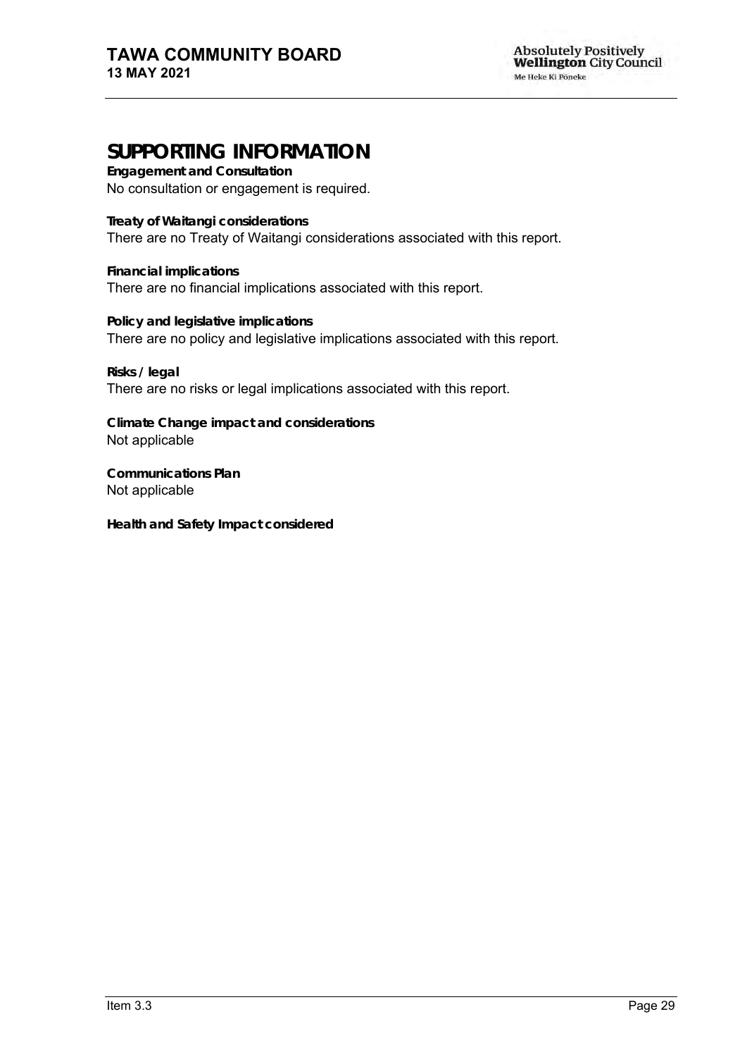# SUPPORTING INFORMATION

**Engagement and Consultation**

No consultation or engagement is required.

**Treaty of Waitangi considerations**

There are no Treaty of Waitangi considerations associated with this report.

**Financial implications**

There are no financial implications associated with this report.

**Policy and legislative implications**

There are no policy and legislative implications associated with this report.

**Risks / legal**

There are no risks or legal implications associated with this report.

**Climate Change impact and considerations**

Not applicable

**Communications Plan**

Not applicable

**Health and Safety Impact considered**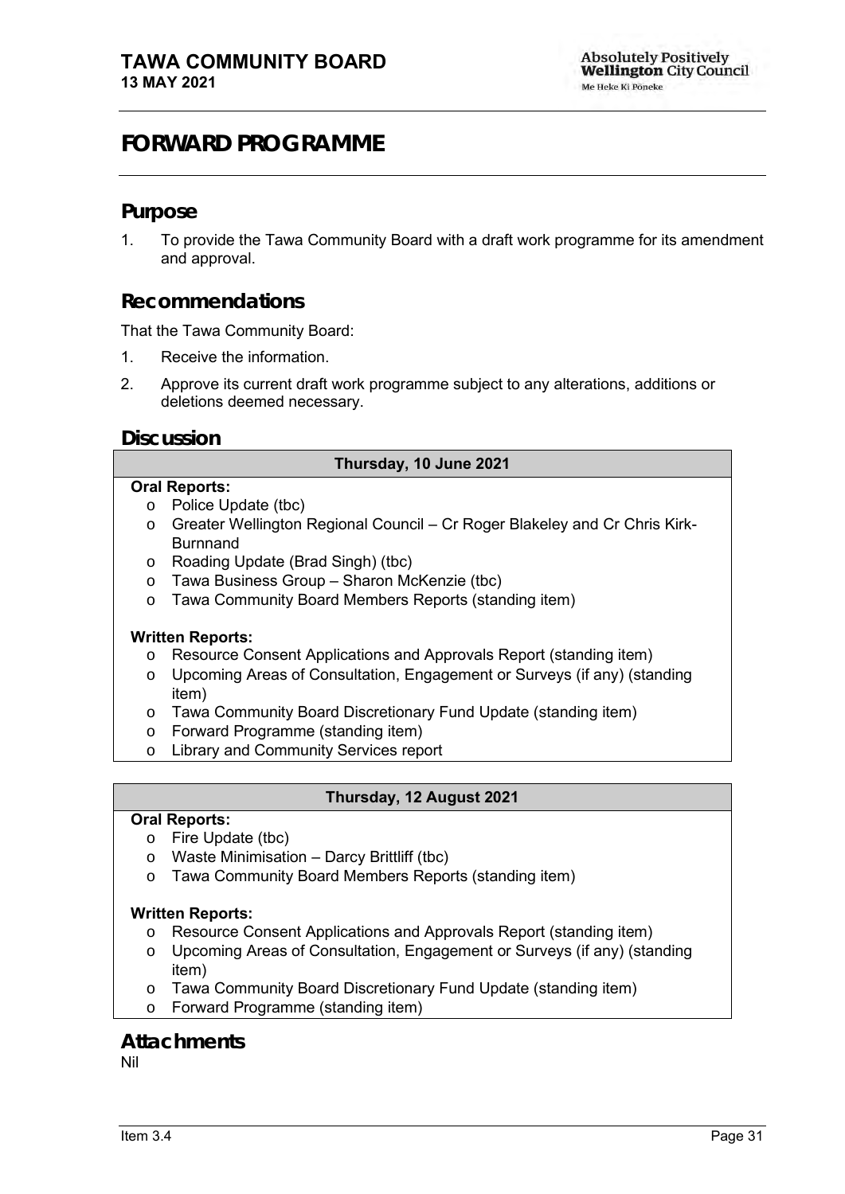# FORWARD PROGRAMME

## Purpose

1. To provide the Tawa Community Board with a draft work programme for its amendment and approval.

## Recommendations

That the Tawa Community Board:

1. Receive the information.
2. Approve its current draft work programme subject to any alterations, additions or deletions deemed necessary.

## Discussion

**Thursday, 10 June 2021**

**Oral Reports:**

- Police Update (tbc)
- Greater Wellington Regional Council – Cr Roger Blakeley and Cr Chris Kirk-Burnnand
- Roading Update (Brad Singh) (tbc)
- Tawa Business Group – Sharon McKenzie (tbc)
- Tawa Community Board Members Reports (standing item)

**Written Reports:**

- Resource Consent Applications and Approvals Report (standing item)
- Upcoming Areas of Consultation, Engagement or Surveys (if any) (standing item)
- Tawa Community Board Discretionary Fund Update (standing item)
- Forward Programme (standing item)
- Library and Community Services report

**Thursday, 12 August 2021**

**Oral Reports:**

- Fire Update (tbc)
- Waste Minimisation – Darcy Brittliff (tbc)
- Tawa Community Board Members Reports (standing item)

**Written Reports:**

- Resource Consent Applications and Approvals Report (standing item)
- Upcoming Areas of Consultation, Engagement or Surveys (if any) (standing item)
- Tawa Community Board Discretionary Fund Update (standing item)
- Forward Programme (standing item)

## Attachments

Nil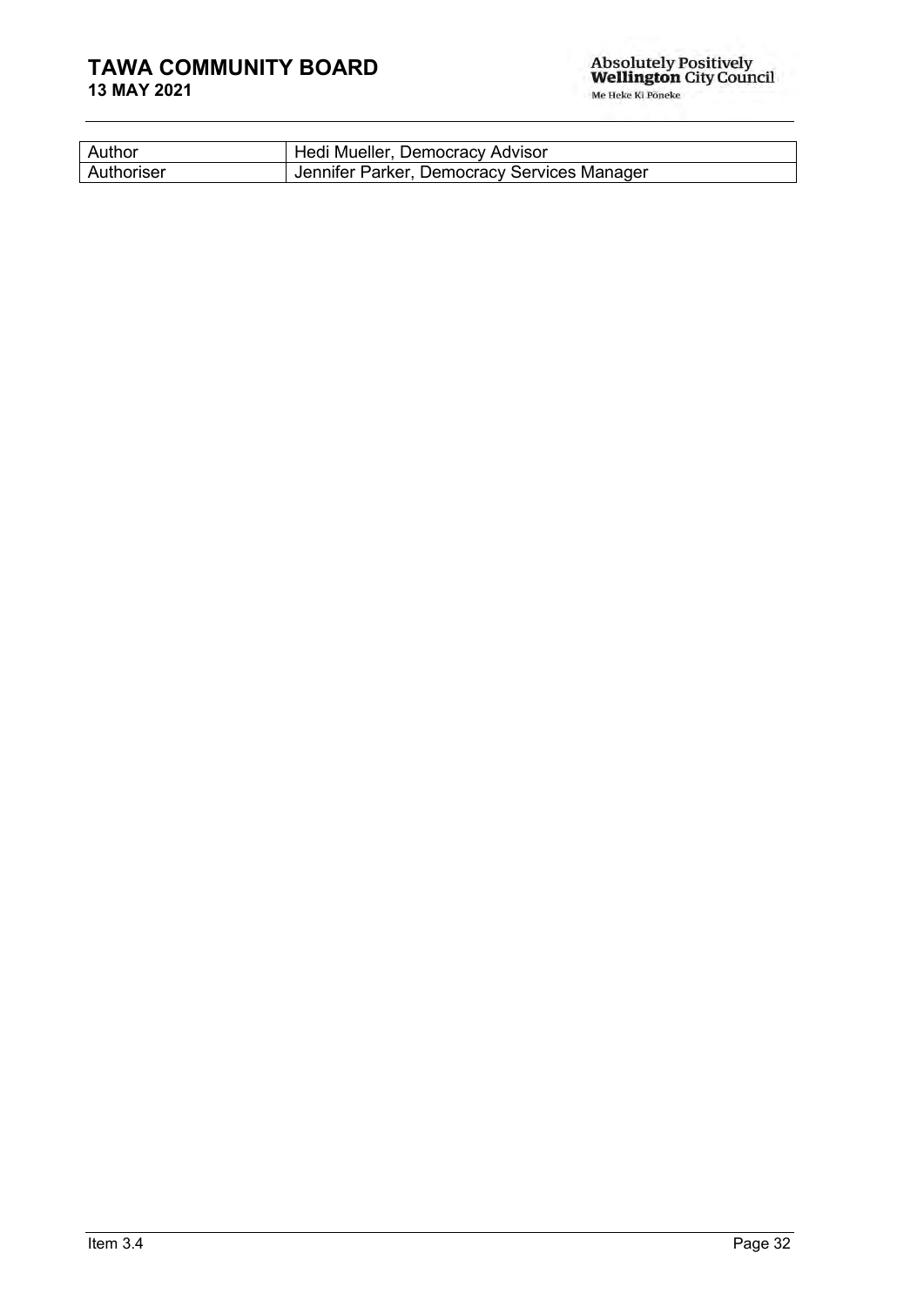| Author | Hedi Mueller, Democracy Advisor |
| --- | --- |
| Authoriser | Jennifer Parker, Democracy Services Manager |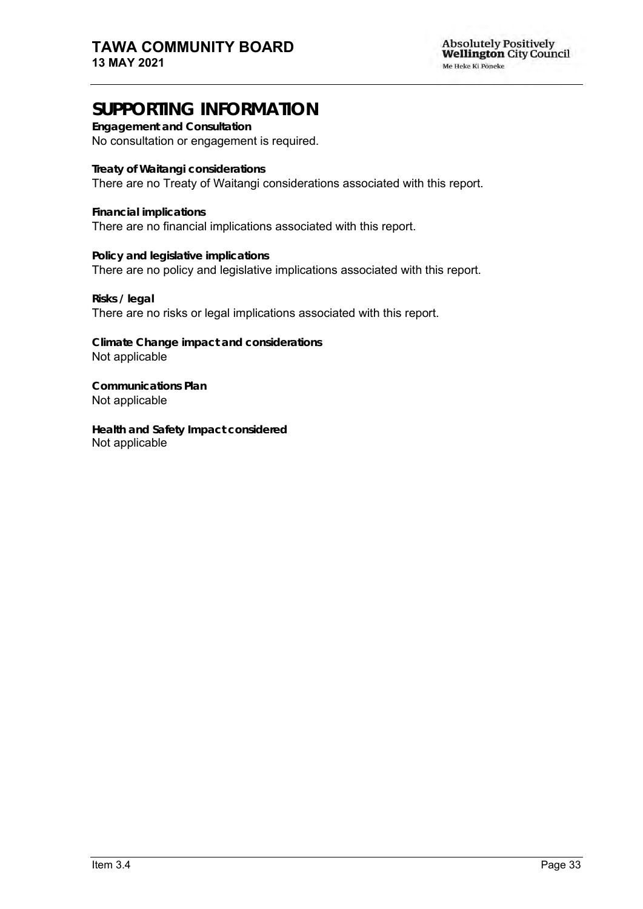# SUPPORTING INFORMATION

**Engagement and Consultation**
No consultation or engagement is required.

**Treaty of Waitangi considerations**
There are no Treaty of Waitangi considerations associated with this report.

**Financial implications**
There are no financial implications associated with this report.

**Policy and legislative implications**
There are no policy and legislative implications associated with this report.

**Risks / legal**
There are no risks or legal implications associated with this report.

**Climate Change impact and considerations**
Not applicable

**Communications Plan**
Not applicable

**Health and Safety Impact considered**
Not applicable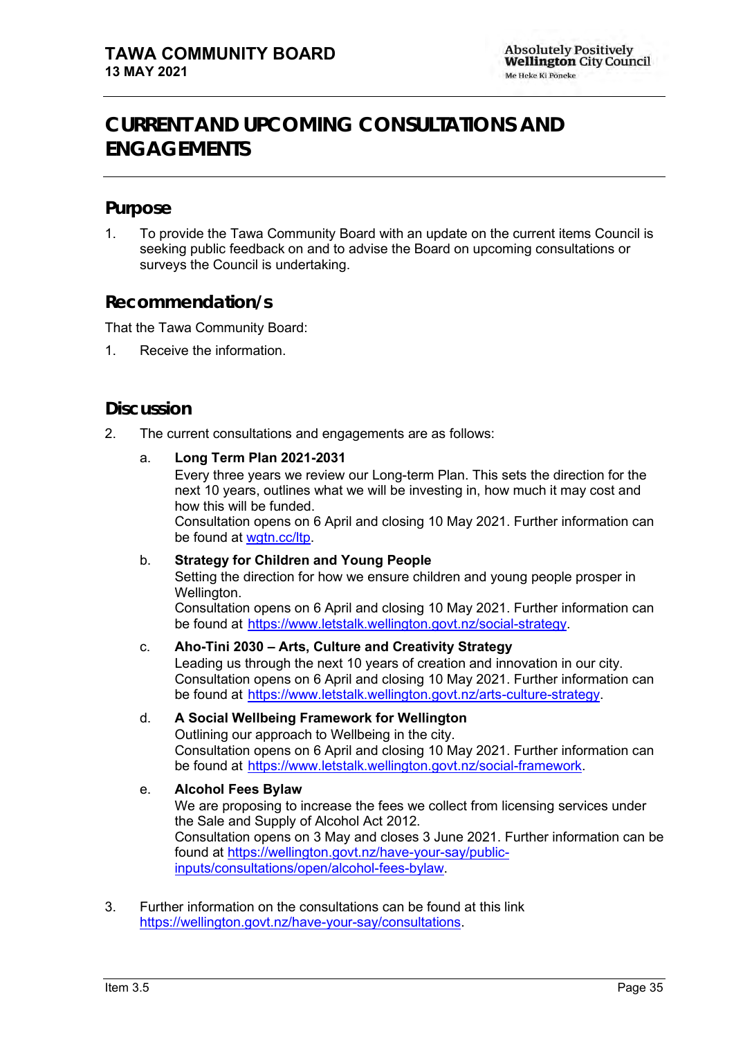# CURRENT AND UPCOMING CONSULTATIONS AND ENGAGEMENTS

## Purpose

1. To provide the Tawa Community Board with an update on the current items Council is seeking public feedback on and to advise the Board on upcoming consultations or surveys the Council is undertaking.

## Recommendation/s

That the Tawa Community Board:

1. Receive the information.

## Discussion

2. The current consultations and engagements are as follows:

   a. **Long Term Plan 2021-2031**
   Every three years we review our Long-term Plan. This sets the direction for the next 10 years, outlines what we will be investing in, how much it may cost and how this will be funded.
   Consultation opens on 6 April and closing 10 May 2021. Further information can be found at wgtn.cc/ltp.

   b. **Strategy for Children and Young People**
   Setting the direction for how we ensure children and young people prosper in Wellington.
   Consultation opens on 6 April and closing 10 May 2021. Further information can be found at https://www.letstalk.wellington.govt.nz/social-strategy.

   c. **Aho-Tini 2030 – Arts, Culture and Creativity Strategy**
   Leading us through the next 10 years of creation and innovation in our city.
   Consultation opens on 6 April and closing 10 May 2021. Further information can be found at https://www.letstalk.wellington.govt.nz/arts-culture-strategy.

   d. **A Social Wellbeing Framework for Wellington**
   Outlining our approach to Wellbeing in the city.
   Consultation opens on 6 April and closing 10 May 2021. Further information can be found at https://www.letstalk.wellington.govt.nz/social-framework.

   e. **Alcohol Fees Bylaw**
   We are proposing to increase the fees we collect from licensing services under the Sale and Supply of Alcohol Act 2012.
   Consultation opens on 3 May and closes 3 June 2021. Further information can be found at https://wellington.govt.nz/have-your-say/public-inputs/consultations/open/alcohol-fees-bylaw.

3. Further information on the consultations can be found at this link https://wellington.govt.nz/have-your-say/consultations.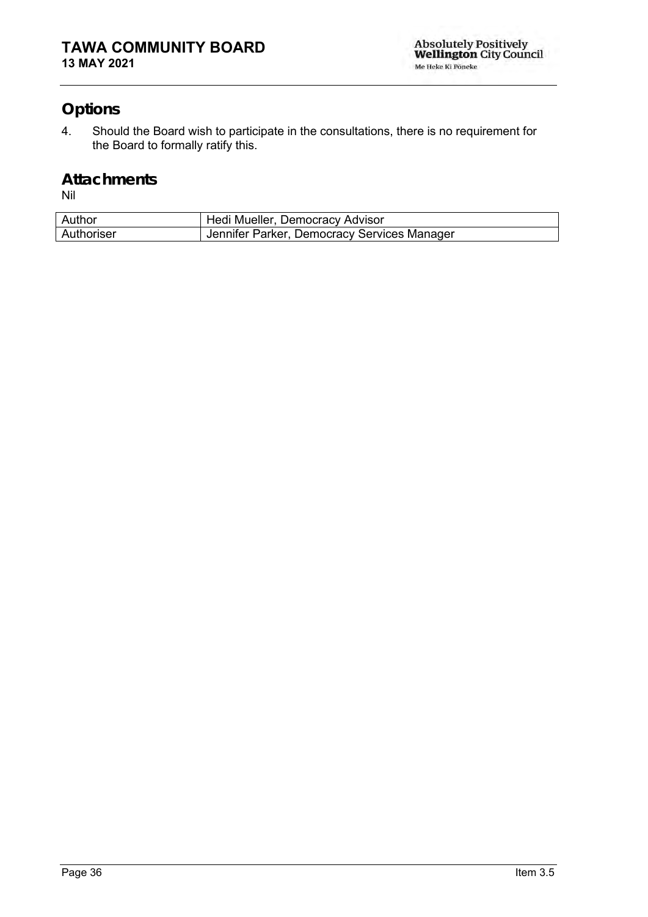## Options

4. Should the Board wish to participate in the consultations, there is no requirement for the Board to formally ratify this.

## Attachments

Nil

| Author | Hedi Mueller, Democracy Advisor |
| --- | --- |
| Authoriser | Jennifer Parker, Democracy Services Manager |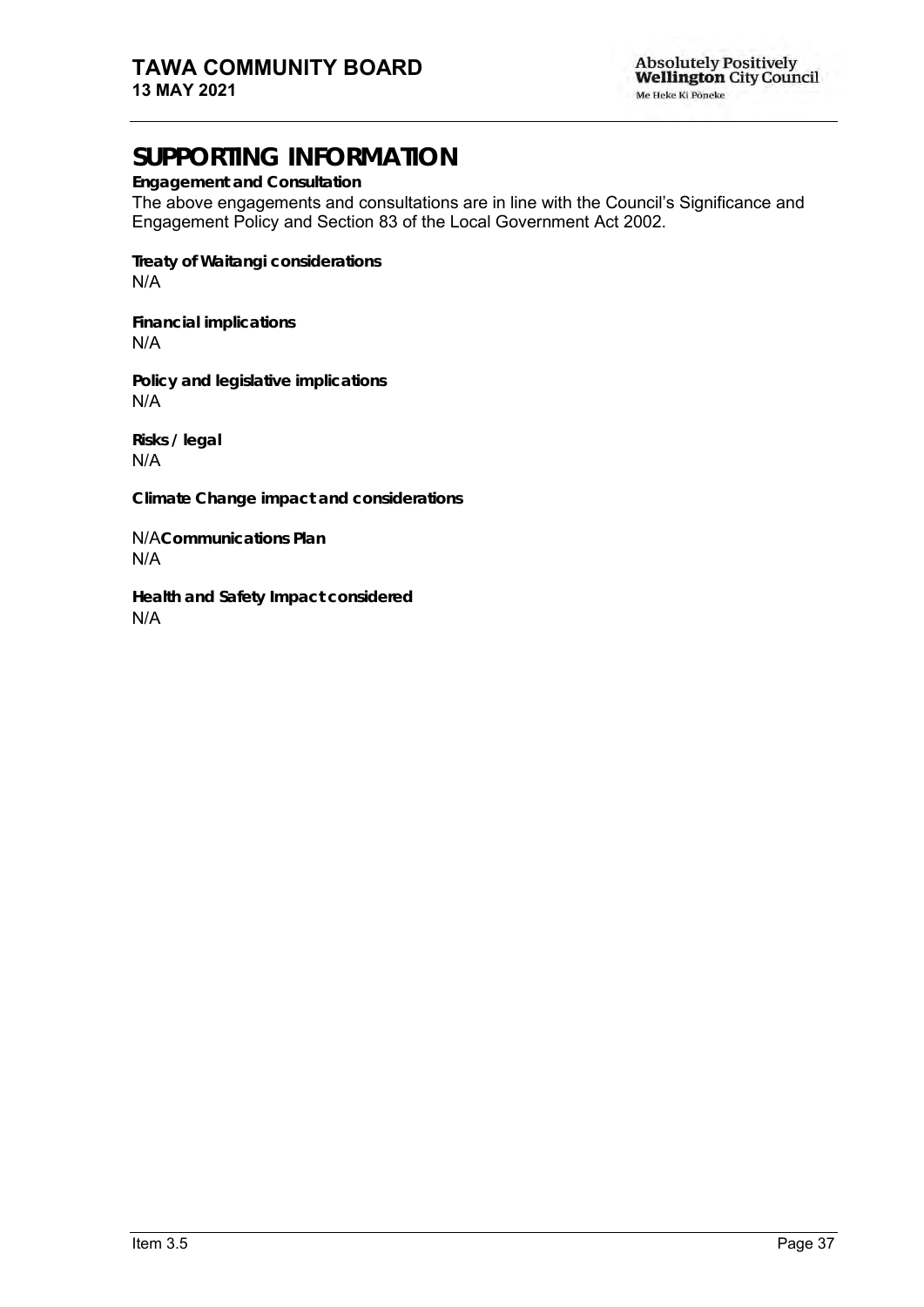# SUPPORTING INFORMATION

**Engagement and Consultation**

The above engagements and consultations are in line with the Council's Significance and Engagement Policy and Section 83 of the Local Government Act 2002.

**Treaty of Waitangi considerations**

N/A

**Financial implications**

N/A

**Policy and legislative implications**

N/A

**Risks / legal**

N/A

**Climate Change impact and considerations**

N/A**Communications Plan**

N/A

**Health and Safety Impact considered**

N/A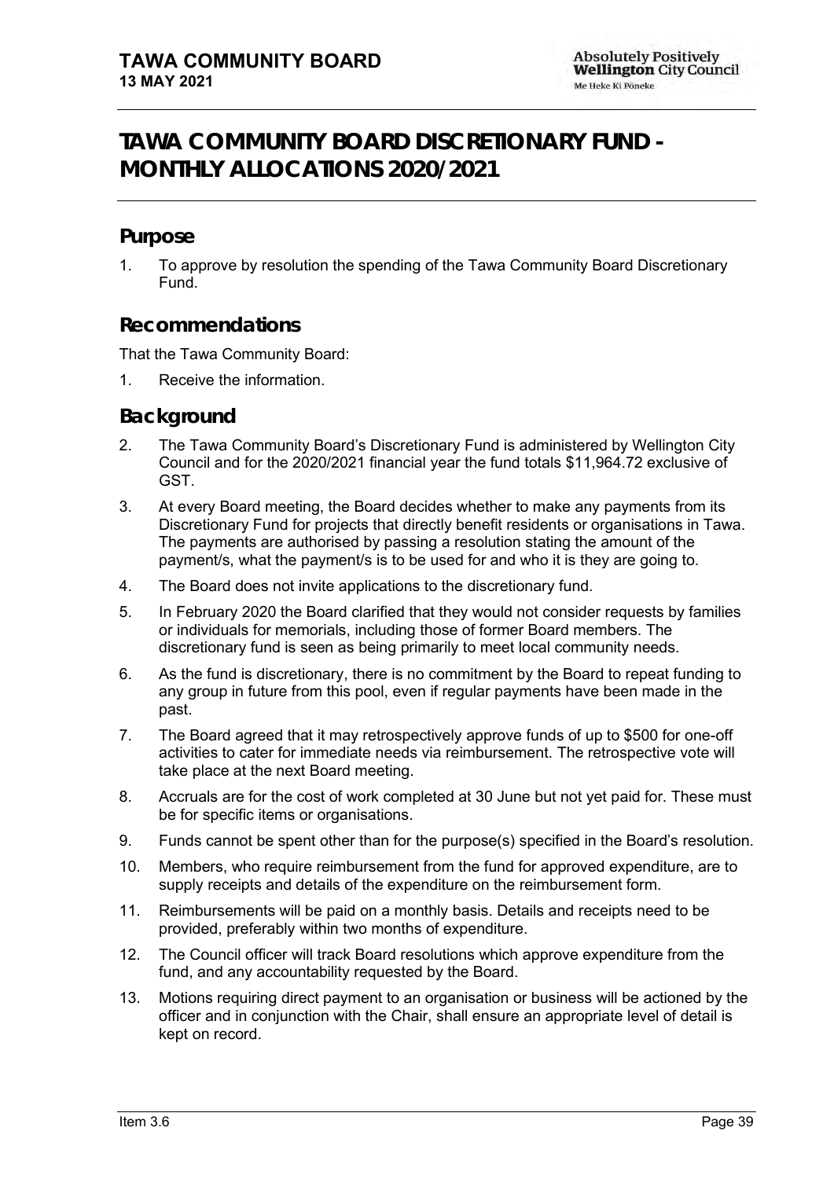# TAWA COMMUNITY BOARD DISCRETIONARY FUND - MONTHLY ALLOCATIONS 2020/2021

## Purpose

1. To approve by resolution the spending of the Tawa Community Board Discretionary Fund.

## Recommendations

That the Tawa Community Board:

1. Receive the information.

## Background

2. The Tawa Community Board's Discretionary Fund is administered by Wellington City Council and for the 2020/2021 financial year the fund totals $11,964.72 exclusive of GST.
3. At every Board meeting, the Board decides whether to make any payments from its Discretionary Fund for projects that directly benefit residents or organisations in Tawa. The payments are authorised by passing a resolution stating the amount of the payment/s, what the payment/s is to be used for and who it is they are going to.
4. The Board does not invite applications to the discretionary fund.
5. In February 2020 the Board clarified that they would not consider requests by families or individuals for memorials, including those of former Board members. The discretionary fund is seen as being primarily to meet local community needs.
6. As the fund is discretionary, there is no commitment by the Board to repeat funding to any group in future from this pool, even if regular payments have been made in the past.
7. The Board agreed that it may retrospectively approve funds of up to $500 for one-off activities to cater for immediate needs via reimbursement. The retrospective vote will take place at the next Board meeting.
8. Accruals are for the cost of work completed at 30 June but not yet paid for. These must be for specific items or organisations.
9. Funds cannot be spent other than for the purpose(s) specified in the Board's resolution.
10. Members, who require reimbursement from the fund for approved expenditure, are to supply receipts and details of the expenditure on the reimbursement form.
11. Reimbursements will be paid on a monthly basis. Details and receipts need to be provided, preferably within two months of expenditure.
12. The Council officer will track Board resolutions which approve expenditure from the fund, and any accountability requested by the Board.
13. Motions requiring direct payment to an organisation or business will be actioned by the officer and in conjunction with the Chair, shall ensure an appropriate level of detail is kept on record.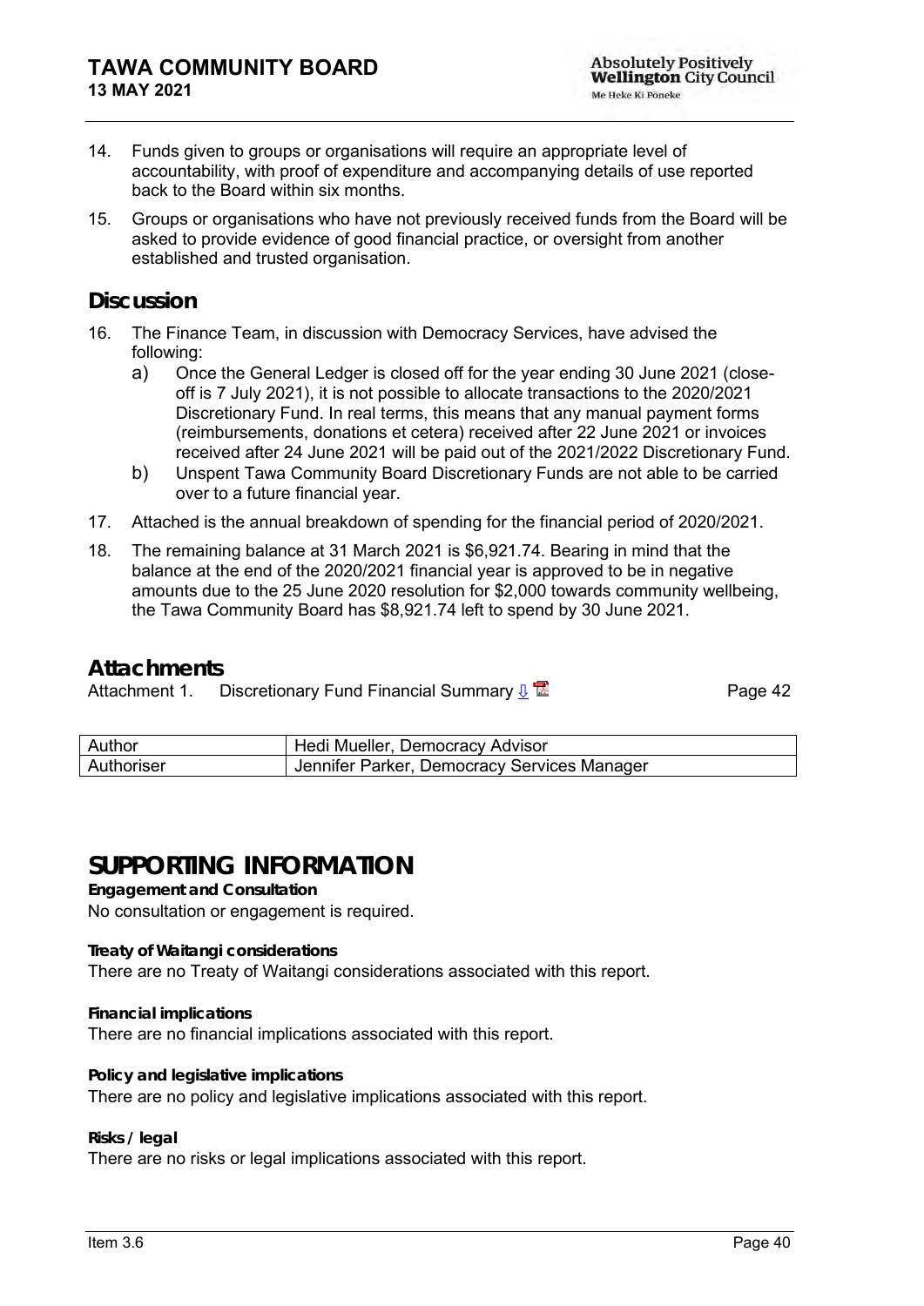14. Funds given to groups or organisations will require an appropriate level of accountability, with proof of expenditure and accompanying details of use reported back to the Board within six months.

15. Groups or organisations who have not previously received funds from the Board will be asked to provide evidence of good financial practice, or oversight from another established and trusted organisation.

## Discussion

16. The Finance Team, in discussion with Democracy Services, have advised the following:
    a) Once the General Ledger is closed off for the year ending 30 June 2021 (close-off is 7 July 2021), it is not possible to allocate transactions to the 2020/2021 Discretionary Fund. In real terms, this means that any manual payment forms (reimbursements, donations et cetera) received after 22 June 2021 or invoices received after 24 June 2021 will be paid out of the 2021/2022 Discretionary Fund.
    b) Unspent Tawa Community Board Discretionary Funds are not able to be carried over to a future financial year.

17. Attached is the annual breakdown of spending for the financial period of 2020/2021.

18. The remaining balance at 31 March 2021 is $6,921.74. Bearing in mind that the balance at the end of the 2020/2021 financial year is approved to be in negative amounts due to the 25 June 2020 resolution for $2,000 towards community wellbeing, the Tawa Community Board has $8,921.74 left to spend by 30 June 2021.

## Attachments

| | | |
|---|---|---|
| Attachment 1. | Discretionary Fund Financial Summary | Page 42 |

| | |
|---|---|
| Author | Hedi Mueller, Democracy Advisor |
| Authoriser | Jennifer Parker, Democracy Services Manager |

# SUPPORTING INFORMATION

**Engagement and Consultation**
No consultation or engagement is required.

**Treaty of Waitangi considerations**
There are no Treaty of Waitangi considerations associated with this report.

**Financial implications**
There are no financial implications associated with this report.

**Policy and legislative implications**
There are no policy and legislative implications associated with this report.

**Risks / legal**
There are no risks or legal implications associated with this report.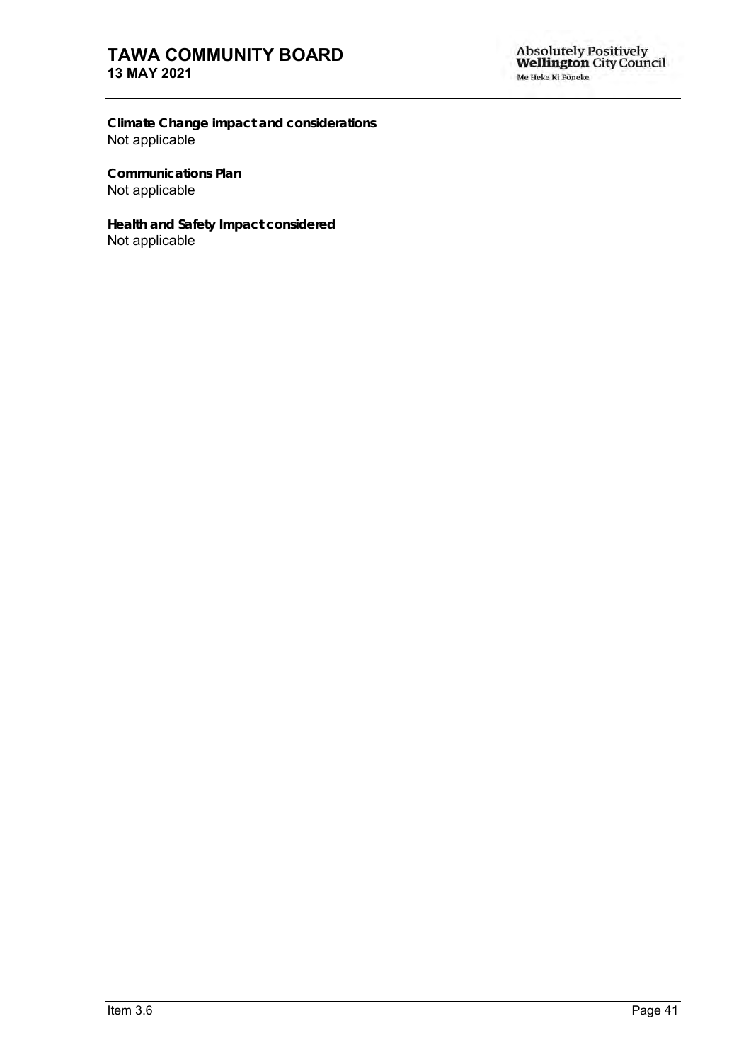**Climate Change impact and considerations**
Not applicable

**Communications Plan**
Not applicable

**Health and Safety Impact considered**
Not applicable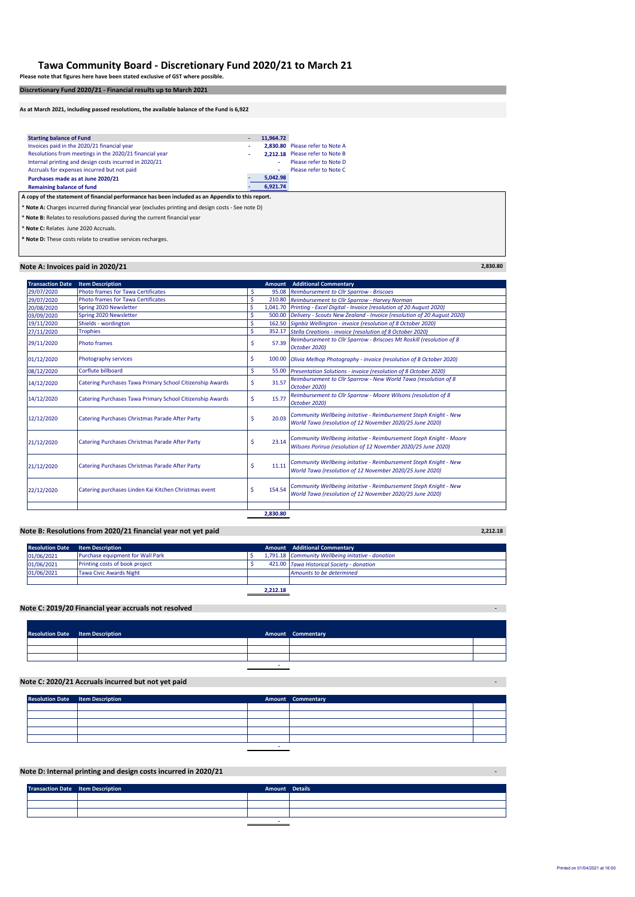# Tawa Community Board - Discretionary Fund 2020/21 to March 21

**Please note that figures here have been stated exclusive of GST where possible.**

**Discretionary Fund 2020/21 - Financial results up to March 2021**

**As at March 2021, including passed resolutions, the available balance of the Fund is 6,922**

| | | | |
|---|---|---|---|
| **Starting balance of Fund** | - | **11,964.72** | |
| Invoices paid in the 2020/21 financial year | - | **2,830.80** | Please refer to Note A |
| Resolutions from meetings in the 2020/21 financial year | - | **2,212.18** | Please refer to Note B |
| Internal printing and design costs incurred in 2020/21 | | - | Please refer to Note D |
| Accruals for expenses incurred but not paid | | - | Please refer to Note C |
| **Purchases made as at June 2020/21** | - | **5,042.98** | |
| **Remaining balance of fund** | - | **6,921.74** | |

**A copy of the statement of financial performance has been included as an Appendix to this report.**

* **Note A:** Charges incurred during financial year (excludes printing and design costs - See note D)

* **Note B:** Relates to resolutions passed during the current financial year

* **Note C:** Relates June 2020 Accruals.

* **Note D:** These costs relate to creative services recharges.

## Note A: Invoices paid in 2020/21 — 2,830.80

| Transaction Date | Item Description | Amount | Additional Commentary |
|---|---|---|---|
| 29/07/2020 | Photo frames for Tawa Certificates | $ 95.08 | *Reimbursement to Cllr Sparrow - Briscoes* |
| 29/07/2020 | Photo frames for Tawa Certificates | $ 210.80 | *Reimbursement to Cllr Sparrow - Harvey Norman* |
| 20/08/2020 | Spring 2020 Newsletter | $ 1,041.70 | *Printing - Excel Digital - Invoice (resolution of 20 August 2020)* |
| 03/09/2020 | Spring 2020 Newsletter | $ 500.00 | *Delivery - Scouts New Zealand - Invoice (resolution of 20 August 2020)* |
| 19/11/2020 | Shields - wordington | $ 162.50 | *Signbiz Wellington - invoice (resolution of 8 October 2020)* |
| 27/11/2020 | Trophies | $ 352.17 | *Stella Creations - invoice (resolution of 8 October 2020)* |
| 29/11/2020 | Photo frames | $ 57.39 | *Reimbursement to Cllr Sparrow - Briscoes Mt Roskill (resolution of 8 October 2020)* |
| 01/12/2020 | Photography services | $ 100.00 | *Olivia Melhop Photography - invoice (resolution of 8 October 2020)* |
| 08/12/2020 | Corflute billboard | $ 55.00 | *Presentation Solutions - invoice (resolution of 8 October 2020)* |
| 14/12/2020 | Catering Purchases Tawa Primary School Citizenship Awards | $ 31.57 | *Reimbursement to Cllr Sparrow - New World Tawa (resolution of 8 October 2020)* |
| 14/12/2020 | Catering Purchases Tawa Primary School Citizenship Awards | $ 15.77 | *Reimbursement to Cllr Sparrow - Moore Wilsons (resolution of 8 October 2020)* |
| 12/12/2020 | Catering Purchases Christmas Parade After Party | $ 20.03 | *Community Wellbeing initative - Reimbursement Steph Knight - New World Tawa (resolution of 12 November 2020/25 June 2020)* |
| 21/12/2020 | Catering Purchases Christmas Parade After Party | $ 23.14 | *Community Wellbeing initative - Reimbursement Steph Knight - Moore Wilsons Porirua (resolution of 12 November 2020/25 June 2020)* |
| 21/12/2020 | Catering Purchases Christmas Parade After Party | $ 11.11 | *Community Wellbeing initative - Reimbursement Steph Knight - New World Tawa (resolution of 12 November 2020/25 June 2020)* |
| 22/12/2020 | Catering purchases Linden Kai Kitchen Christmas event | $ 154.54 | *Community Wellbeing initative - Reimbursement Steph Knight - New World Tawa (resolution of 12 November 2020/25 June 2020)* |
| | | | |
| | | **2,830.80** | |

## Note B: Resolutions from 2020/21 financial year not yet paid — 2,212.18

| Resolution Date | Item Description | Amount | Additional Commentary |
|---|---|---|---|
| 01/06/2021 | Purchase equipment for Wall Park | $ 1,791.18 | *Community Wellbeing initative - donation* |
| 01/06/2021 | Printing costs of book project | $ 421.00 | *Tawa Historical Society - donation* |
| 01/06/2021 | Tawa Civic Awards Night | | *Amounts to be determined* |
| | | | |
| | | **2,212.18** | |

## Note C: 2019/20 Financial year accruals not resolved — -

| Resolution Date | Item Description | Amount | Commentary | |
|---|---|---|---|---|
| | | | | |
| | | | | |
| | | | | |
| | | - | | |

## Note C: 2020/21 Accruals incurred but not yet paid — -

| Resolution Date | Item Description | Amount | Commentary | |
|---|---|---|---|---|
| | | | | |
| | | | | |
| | | | | |
| | | | | |
| | | | | |
| | | - | | |

## Note D: Internal printing and design costs incurred in 2020/21 — -

| Transaction Date | Item Description | Amount | Details |
|---|---|---|---|
| | | | |
| | | | |
| | | | |
| | | - | |

Printed on 01/04/2021 at 16:00